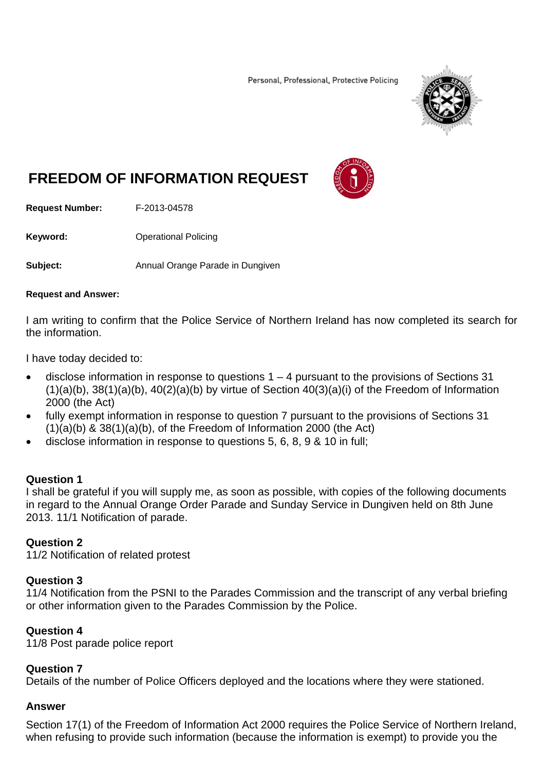Personal, Professional, Protective Policing

# FREEDOM OF INFORMATION REQUEST

**Request Number:** F-2013-04578

**Keyword:** Operational Policing

**Subject:** Annual Orange Parade in Dungiven

**Request and Answer:**

I am writing to confirm that the Police Service of Northern Ireland has now completed its search for the information.

I have today decided to:

- disclose information in response to questions 1 – 4 pursuant to the provisions of Sections 31 (1)(a)(b), 38(1)(a)(b), 40(2)(a)(b) by virtue of Section 40(3)(a)(i) of the Freedom of Information 2000 (the Act)
- fully exempt information in response to question 7 pursuant to the provisions of Sections 31 (1)(a)(b) & 38(1)(a)(b), of the Freedom of Information 2000 (the Act)
- disclose information in response to questions 5, 6, 8, 9 & 10 in full;

**Question 1**
I shall be grateful if you will supply me, as soon as possible, with copies of the following documents in regard to the Annual Orange Order Parade and Sunday Service in Dungiven held on 8th June 2013. 11/1 Notification of parade.

**Question 2**
11/2 Notification of related protest

**Question 3**
11/4 Notification from the PSNI to the Parades Commission and the transcript of any verbal briefing or other information given to the Parades Commission by the Police.

**Question 4**
11/8 Post parade police report

**Question 7**
Details of the number of Police Officers deployed and the locations where they were stationed.

**Answer**

Section 17(1) of the Freedom of Information Act 2000 requires the Police Service of Northern Ireland, when refusing to provide such information (because the information is exempt) to provide you the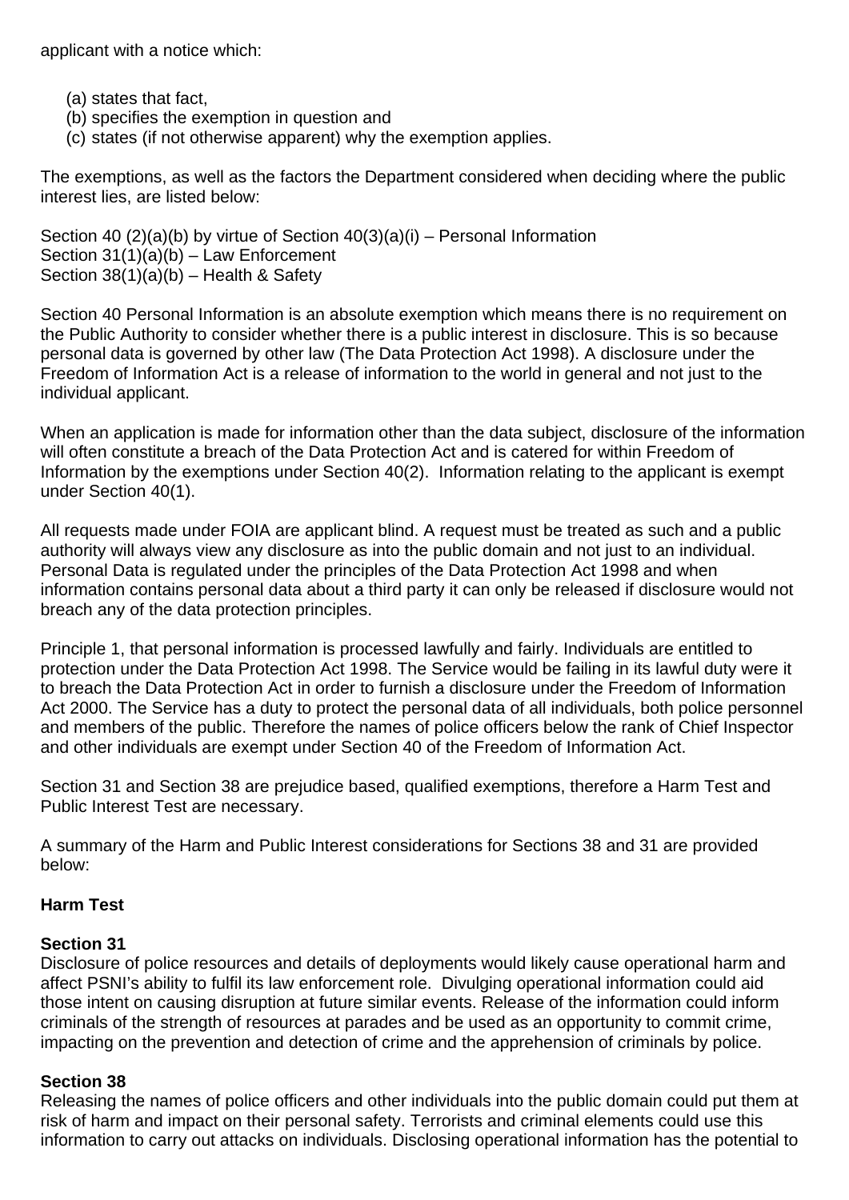applicant with a notice which:

(a) states that fact,
(b) specifies the exemption in question and
(c) states (if not otherwise apparent) why the exemption applies.

The exemptions, as well as the factors the Department considered when deciding where the public interest lies, are listed below:

Section 40 (2)(a)(b) by virtue of Section 40(3)(a)(i) – Personal Information
Section 31(1)(a)(b) – Law Enforcement
Section 38(1)(a)(b) – Health & Safety

Section 40 Personal Information is an absolute exemption which means there is no requirement on the Public Authority to consider whether there is a public interest in disclosure. This is so because personal data is governed by other law (The Data Protection Act 1998). A disclosure under the Freedom of Information Act is a release of information to the world in general and not just to the individual applicant.

When an application is made for information other than the data subject, disclosure of the information will often constitute a breach of the Data Protection Act and is catered for within Freedom of Information by the exemptions under Section 40(2). Information relating to the applicant is exempt under Section 40(1).

All requests made under FOIA are applicant blind. A request must be treated as such and a public authority will always view any disclosure as into the public domain and not just to an individual. Personal Data is regulated under the principles of the Data Protection Act 1998 and when information contains personal data about a third party it can only be released if disclosure would not breach any of the data protection principles.

Principle 1, that personal information is processed lawfully and fairly. Individuals are entitled to protection under the Data Protection Act 1998. The Service would be failing in its lawful duty were it to breach the Data Protection Act in order to furnish a disclosure under the Freedom of Information Act 2000. The Service has a duty to protect the personal data of all individuals, both police personnel and members of the public. Therefore the names of police officers below the rank of Chief Inspector and other individuals are exempt under Section 40 of the Freedom of Information Act.

Section 31 and Section 38 are prejudice based, qualified exemptions, therefore a Harm Test and Public Interest Test are necessary.

A summary of the Harm and Public Interest considerations for Sections 38 and 31 are provided below:

**Harm Test**

**Section 31**
Disclosure of police resources and details of deployments would likely cause operational harm and affect PSNI's ability to fulfil its law enforcement role. Divulging operational information could aid those intent on causing disruption at future similar events. Release of the information could inform criminals of the strength of resources at parades and be used as an opportunity to commit crime, impacting on the prevention and detection of crime and the apprehension of criminals by police.

**Section 38**
Releasing the names of police officers and other individuals into the public domain could put them at risk of harm and impact on their personal safety. Terrorists and criminal elements could use this information to carry out attacks on individuals. Disclosing operational information has the potential to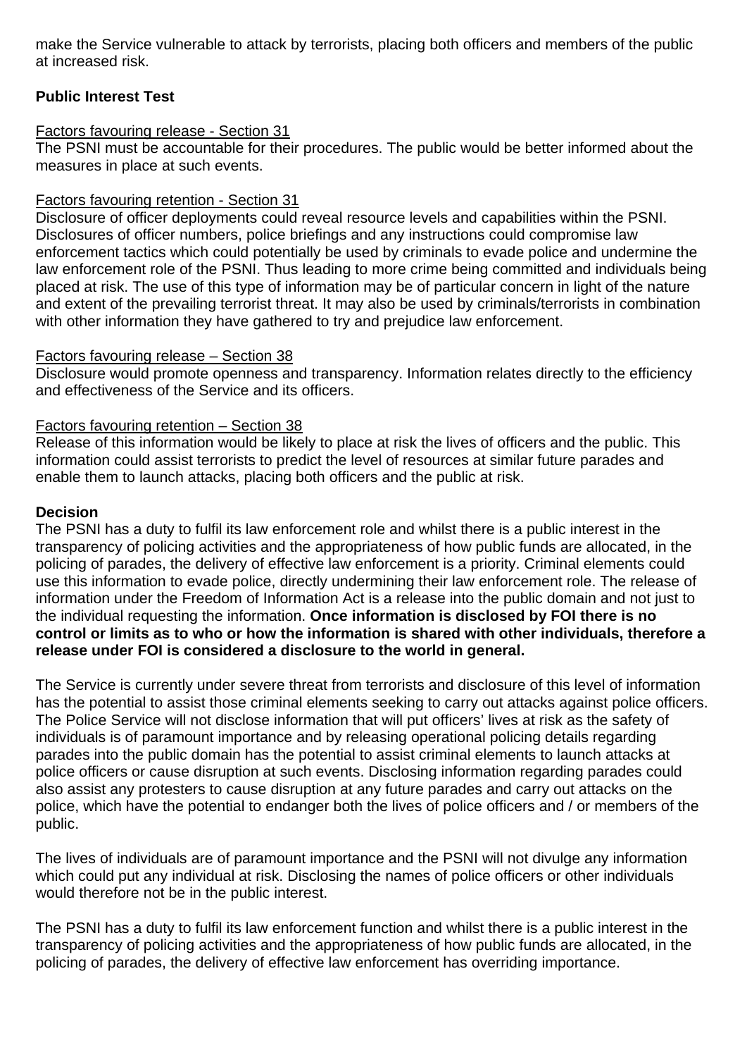make the Service vulnerable to attack by terrorists, placing both officers and members of the public at increased risk.

**Public Interest Test**

Factors favouring release - Section 31

The PSNI must be accountable for their procedures. The public would be better informed about the measures in place at such events.

Factors favouring retention - Section 31

Disclosure of officer deployments could reveal resource levels and capabilities within the PSNI. Disclosures of officer numbers, police briefings and any instructions could compromise law enforcement tactics which could potentially be used by criminals to evade police and undermine the law enforcement role of the PSNI. Thus leading to more crime being committed and individuals being placed at risk. The use of this type of information may be of particular concern in light of the nature and extent of the prevailing terrorist threat. It may also be used by criminals/terrorists in combination with other information they have gathered to try and prejudice law enforcement.

Factors favouring release – Section 38

Disclosure would promote openness and transparency. Information relates directly to the efficiency and effectiveness of the Service and its officers.

Factors favouring retention – Section 38

Release of this information would be likely to place at risk the lives of officers and the public. This information could assist terrorists to predict the level of resources at similar future parades and enable them to launch attacks, placing both officers and the public at risk.

**Decision**

The PSNI has a duty to fulfil its law enforcement role and whilst there is a public interest in the transparency of policing activities and the appropriateness of how public funds are allocated, in the policing of parades, the delivery of effective law enforcement is a priority. Criminal elements could use this information to evade police, directly undermining their law enforcement role. The release of information under the Freedom of Information Act is a release into the public domain and not just to the individual requesting the information. **Once information is disclosed by FOI there is no control or limits as to who or how the information is shared with other individuals, therefore a release under FOI is considered a disclosure to the world in general.**

The Service is currently under severe threat from terrorists and disclosure of this level of information has the potential to assist those criminal elements seeking to carry out attacks against police officers. The Police Service will not disclose information that will put officers' lives at risk as the safety of individuals is of paramount importance and by releasing operational policing details regarding parades into the public domain has the potential to assist criminal elements to launch attacks at police officers or cause disruption at such events. Disclosing information regarding parades could also assist any protesters to cause disruption at any future parades and carry out attacks on the police, which have the potential to endanger both the lives of police officers and / or members of the public.

The lives of individuals are of paramount importance and the PSNI will not divulge any information which could put any individual at risk. Disclosing the names of police officers or other individuals would therefore not be in the public interest.

The PSNI has a duty to fulfil its law enforcement function and whilst there is a public interest in the transparency of policing activities and the appropriateness of how public funds are allocated, in the policing of parades, the delivery of effective law enforcement has overriding importance.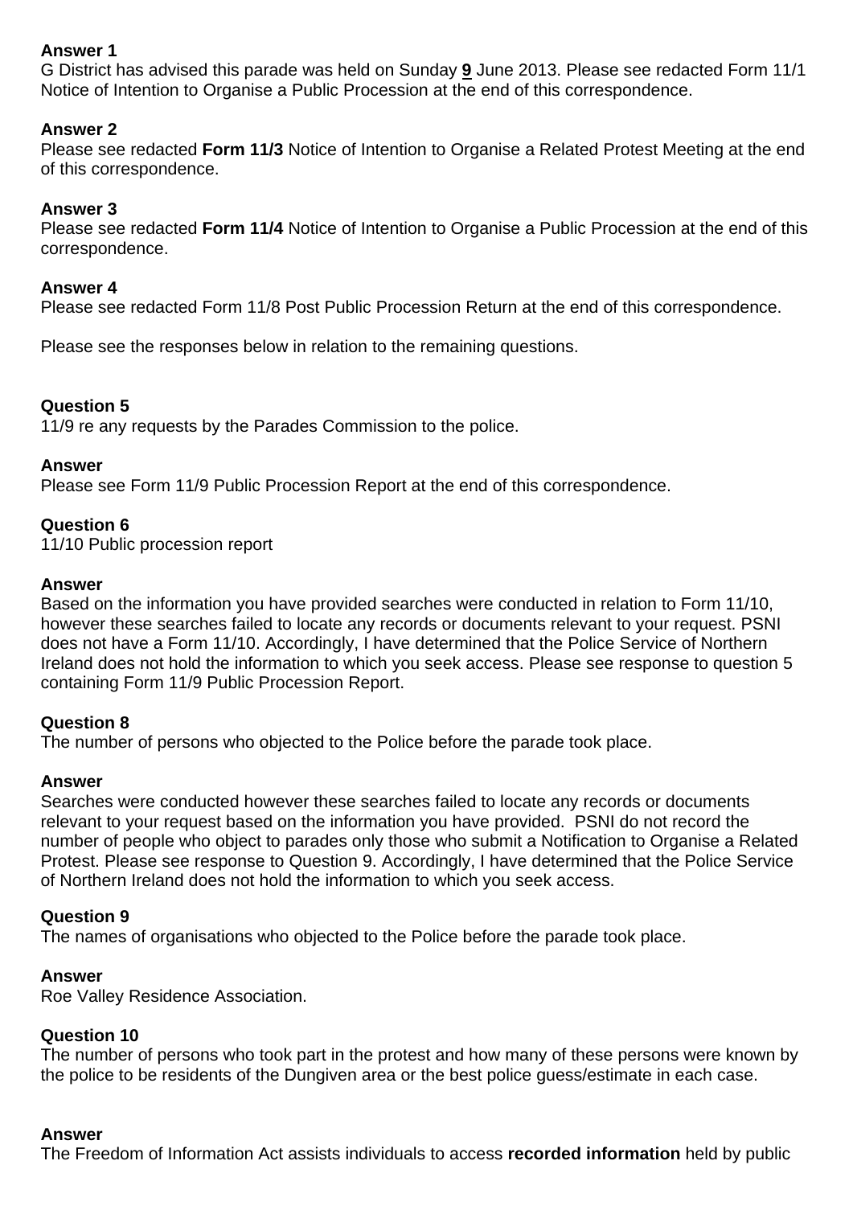**Answer 1**
G District has advised this parade was held on Sunday **9** June 2013. Please see redacted Form 11/1 Notice of Intention to Organise a Public Procession at the end of this correspondence.

**Answer 2**
Please see redacted **Form 11/3** Notice of Intention to Organise a Related Protest Meeting at the end of this correspondence.

**Answer 3**
Please see redacted **Form 11/4** Notice of Intention to Organise a Public Procession at the end of this correspondence.

**Answer 4**
Please see redacted Form 11/8 Post Public Procession Return at the end of this correspondence.

Please see the responses below in relation to the remaining questions.

**Question 5**
11/9 re any requests by the Parades Commission to the police.

**Answer**
Please see Form 11/9 Public Procession Report at the end of this correspondence.

**Question 6**
11/10 Public procession report

**Answer**
Based on the information you have provided searches were conducted in relation to Form 11/10, however these searches failed to locate any records or documents relevant to your request. PSNI does not have a Form 11/10. Accordingly, I have determined that the Police Service of Northern Ireland does not hold the information to which you seek access. Please see response to question 5 containing Form 11/9 Public Procession Report.

**Question 8**
The number of persons who objected to the Police before the parade took place.

**Answer**
Searches were conducted however these searches failed to locate any records or documents relevant to your request based on the information you have provided. PSNI do not record the number of people who object to parades only those who submit a Notification to Organise a Related Protest. Please see response to Question 9. Accordingly, I have determined that the Police Service of Northern Ireland does not hold the information to which you seek access.

**Question 9**
The names of organisations who objected to the Police before the parade took place.

**Answer**
Roe Valley Residence Association.

**Question 10**
The number of persons who took part in the protest and how many of these persons were known by the police to be residents of the Dungiven area or the best police guess/estimate in each case.

**Answer**
The Freedom of Information Act assists individuals to access **recorded information** held by public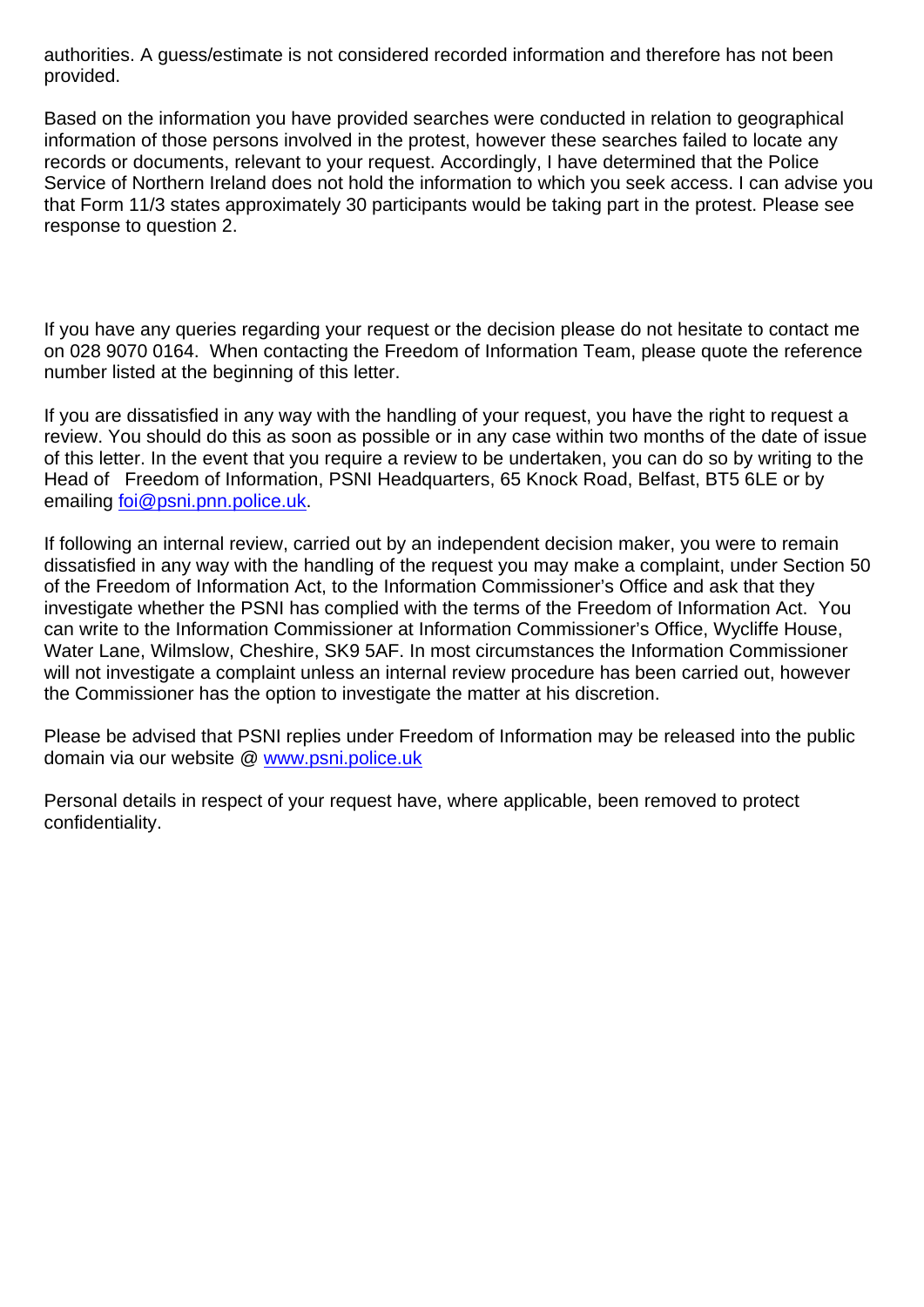authorities. A guess/estimate is not considered recorded information and therefore has not been provided.

Based on the information you have provided searches were conducted in relation to geographical information of those persons involved in the protest, however these searches failed to locate any records or documents, relevant to your request. Accordingly, I have determined that the Police Service of Northern Ireland does not hold the information to which you seek access. I can advise you that Form 11/3 states approximately 30 participants would be taking part in the protest. Please see response to question 2.

If you have any queries regarding your request or the decision please do not hesitate to contact me on 028 9070 0164. When contacting the Freedom of Information Team, please quote the reference number listed at the beginning of this letter.

If you are dissatisfied in any way with the handling of your request, you have the right to request a review. You should do this as soon as possible or in any case within two months of the date of issue of this letter. In the event that you require a review to be undertaken, you can do so by writing to the Head of Freedom of Information, PSNI Headquarters, 65 Knock Road, Belfast, BT5 6LE or by emailing foi@psni.pnn.police.uk.

If following an internal review, carried out by an independent decision maker, you were to remain dissatisfied in any way with the handling of the request you may make a complaint, under Section 50 of the Freedom of Information Act, to the Information Commissioner's Office and ask that they investigate whether the PSNI has complied with the terms of the Freedom of Information Act. You can write to the Information Commissioner at Information Commissioner's Office, Wycliffe House, Water Lane, Wilmslow, Cheshire, SK9 5AF. In most circumstances the Information Commissioner will not investigate a complaint unless an internal review procedure has been carried out, however the Commissioner has the option to investigate the matter at his discretion.

Please be advised that PSNI replies under Freedom of Information may be released into the public domain via our website @ www.psni.police.uk

Personal details in respect of your request have, where applicable, been removed to protect confidentiality.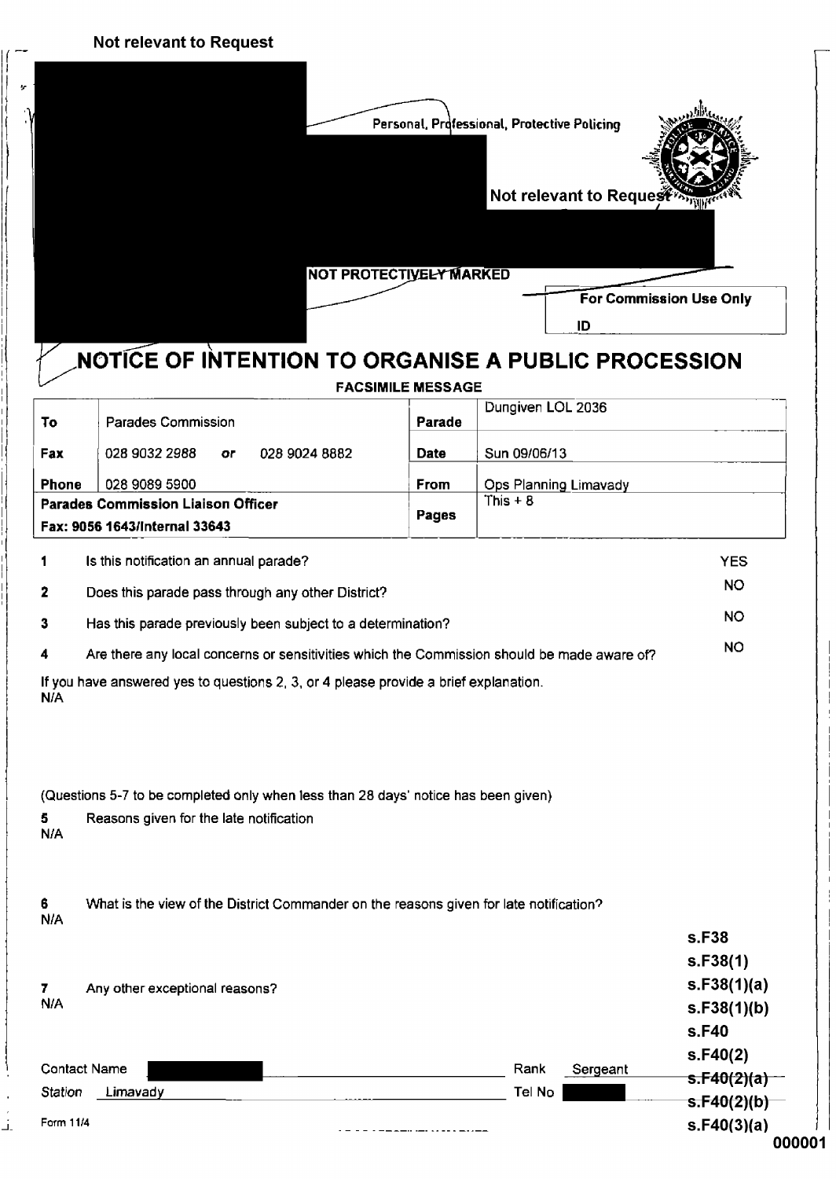Not relevant to Request

Personal, Professional, Protective Policing

Not relevant to Request

NOT PROTECTIVELY MARKED

For Commission Use Only

ID

# NOTICE OF INTENTION TO ORGANISE A PUBLIC PROCESSION

**FACSIMILE MESSAGE**

| To | Parades Commission | Parade | Dungiven LOL 2036 |
|---|---|---|---|
| Fax | 028 9032 2988 *or* 028 9024 8882 | Date | Sun 09/06/13 |
| Phone | 028 9089 5900 | From | Ops Planning Limavady |
| **Parades Commission Liaison Officer** **Fax: 9056 1643/Internal 33643** | | Pages | This + 8 |

| | | |
|---|---|---|
| 1 | Is this notification an annual parade? | YES |
| 2 | Does this parade pass through any other District? | NO |
| 3 | Has this parade previously been subject to a determination? | NO |
| 4 | Are there any local concerns or sensitivities which the Commission should be made aware of? | NO |

If you have answered yes to questions 2, 3, or 4 please provide a brief explanation.
N/A

(Questions 5-7 to be completed only when less than 28 days' notice has been given)

5 Reasons given for the late notification
N/A

6 What is the view of the District Commander on the reasons given for late notification?
N/A

7 Any other exceptional reasons?
N/A

s.F38
s.F38(1)
s.F38(1)(a)
s.F38(1)(b)
s.F40
s.F40(2)
~~s.F40(2)(a)~~
~~s.F40(2)(b)~~
s.F40(3)(a)

Contact Name [redacted] Rank Sergeant

Station Limavady Tel No [redacted]

Form 11/4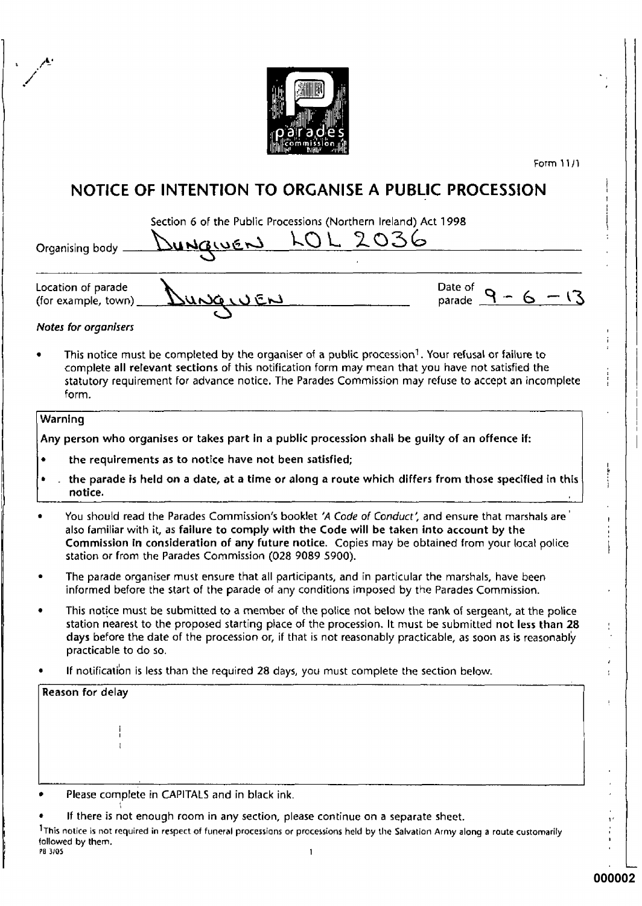Form 11/1

# NOTICE OF INTENTION TO ORGANISE A PUBLIC PROCESSION

Section 6 of the Public Processions (Northern Ireland) Act 1998

Organising body: DUNGIVEN LOL 2036

Location of parade (for example, town): DUNGIVEN

Date of parade: 9 - 6 - 13

*Notes for organisers*

- This notice must be completed by the organiser of a public procession[1]. Your refusal or failure to complete **all relevant sections** of this notification form may mean that you have not satisfied the statutory requirement for advance notice. The Parades Commission may refuse to accept an incomplete form.

**Warning**

**Any person who organises or takes part in a public procession shall be guilty of an offence if:**

- **the requirements as to notice have not been satisfied;**
- **the parade is held on a date, at a time or along a route which differs from those specified in this notice.**

- You should read the Parades Commission's booklet *'A Code of Conduct'*, and ensure that marshals are also familiar with it, as **failure to comply with the Code will be taken into account by the Commission in consideration of any future notice.** Copies may be obtained from your local police station or from the Parades Commission (028 9089 5900).
- The parade organiser must ensure that all participants, and in particular the marshals, have been informed before the start of the parade of any conditions imposed by the Parades Commission.
- This notice must be submitted to a member of the police not below the rank of sergeant, at the police station nearest to the proposed starting place of the procession. It must be submitted **not less than 28 days** before the date of the procession or, if that is not reasonably practicable, as soon as is reasonably practicable to do so.
- If notification is less than the required 28 days, you must complete the section below.

**Reason for delay**

- Please complete in CAPITALS and in black ink.
- If there is not enough room in any section, please continue on a separate sheet.

[1] This notice is not required in respect of funeral processions or processions held by the Salvation Army along a route customarily followed by them.

PB 3/05

000002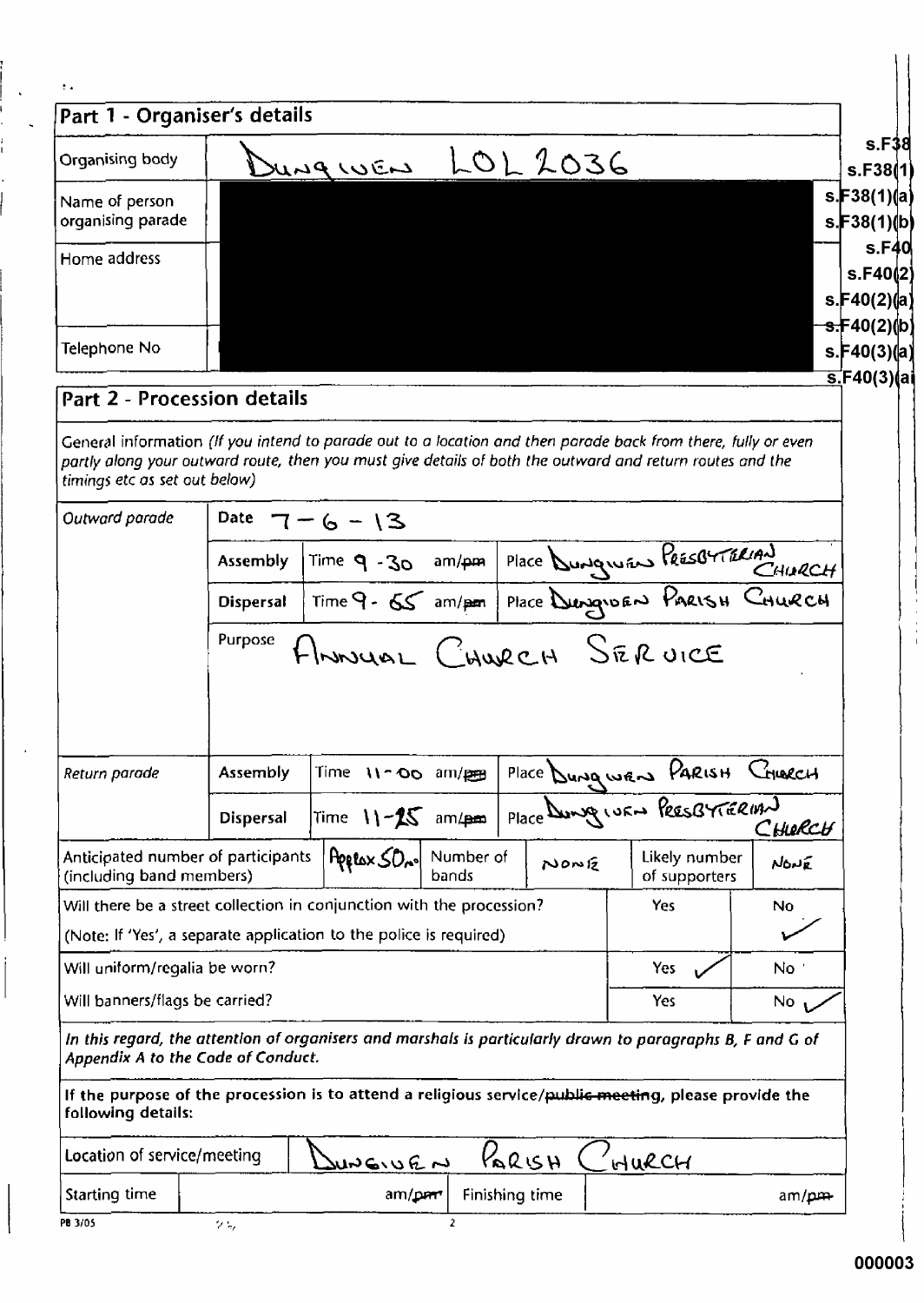## Part 1 - Organiser's details

| | |
|---|---|
| Organising body | DUNGIVEN LOL 2036 |
| Name of person organising parade | |
| Home address | |
| Telephone No | |

s.F38
s.F38(1)
s.F38(1)(a)
s.F38(1)(b)
s.F40
s.F40(2)
s.F40(2)(a)
s.F40(2)(b)
s.F40(3)(a)
s.F40(3)(a)

## Part 2 - Procession details

General information *(If you intend to parade out to a location and then parade back from there, fully or even partly along your outward route, then you must give details of both the outward and return routes and the timings etc as set out below)*

| | | | |
|---|---|---|---|
| *Outward parade* | Date 7 - 6 - 13 | | |
| | Assembly | Time 9 - 30 am/~~pm~~ | Place DUNGIVEN PRESBYTERIAN CHURCH |
| | Dispersal | Time 9 - 55 am/~~pm~~ | Place DUNGIVEN PARISH CHURCH |
| | Purpose | ANNUAL CHURCH SERVICE | |
| *Return parade* | Assembly | Time 11 - 00 am/~~pm~~ | Place DUNGIVEN PARISH CHURCH |
| | Dispersal | Time 11 - 25 am/~~pm~~ | Place DUNGIVEN PRESBYTERIAN CHURCH |

| Anticipated number of participants (including band members) | Approx 50 | Number of bands | NONE | Likely number of supporters | NONE |
|---|---|---|---|---|---|

| | Yes | No |
|---|---|---|
| Will there be a street collection in conjunction with the procession? (Note: If 'Yes', a separate application to the police is required) | | ✓ |
| Will uniform/regalia be worn? | ✓ | |
| Will banners/flags be carried? | | ✓ |

*In this regard, the attention of organisers and marshals is particularly drawn to paragraphs B, F and G of Appendix A to the Code of Conduct.*

**If the purpose of the procession is to attend a religious service/~~public meeting~~, please provide the following details:**

| | | | |
|---|---|---|---|
| Location of service/meeting | DUNGIVEN PARISH CHURCH | | |
| Starting time | am/~~pm~~ | Finishing time | am/~~pm~~ |

PB 3/05

000003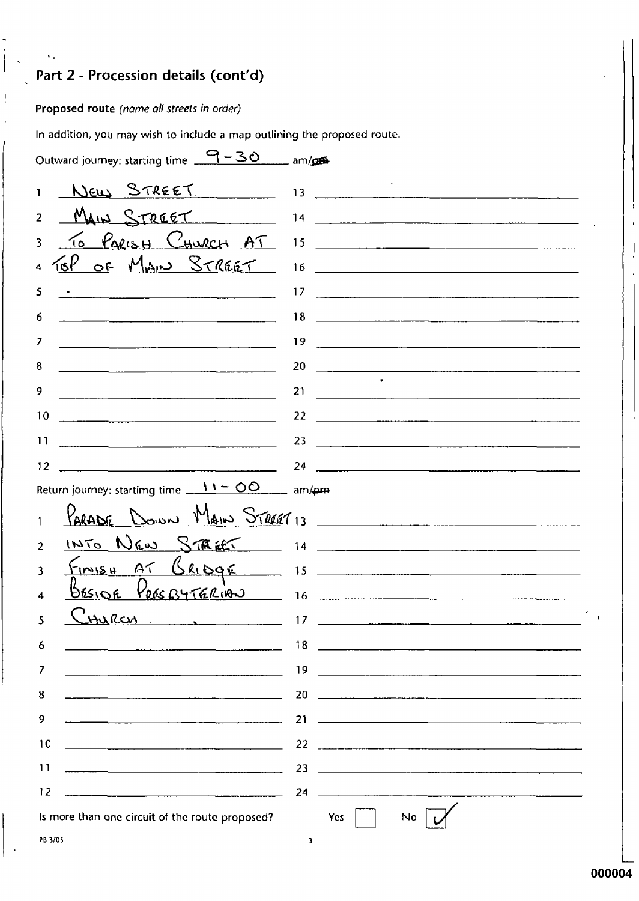## Part 2 - Procession details (cont'd)

**Proposed route** *(name all streets in order)*

In addition, you may wish to include a map outlining the proposed route.

Outward journey: starting time 9-30 am/~~pm~~

| | | | |
|---|---|---|---|
| 1 | NEW STREET. | 13 | |
| 2 | MAIN STREET | 14 | |
| 3 | TO PARISH CHURCH AT | 15 | |
| 4 | TOP OF MAIN STREET | 16 | |
| 5 | | 17 | |
| 6 | | 18 | |
| 7 | | 19 | |
| 8 | | 20 | |
| 9 | | 21 | |
| 10 | | 22 | |
| 11 | | 23 | |
| 12 | | 24 | |

Return journey: startimg time 11-00 am/~~pm~~

| | | | |
|---|---|---|---|
| 1 | PARADE DOWN MAIN STREET | 13 | |
| 2 | INTO NEW STREET | 14 | |
| 3 | FINISH AT BRIDGE | 15 | |
| 4 | BESIDE PRESBYTERIAN | 16 | |
| 5 | CHURCH. | 17 | |
| 6 | | 18 | |
| 7 | | 19 | |
| 8 | | 20 | |
| 9 | | 21 | |
| 10 | | 22 | |
| 11 | | 23 | |
| 12 | | 24 | |

Is more than one circuit of the route proposed? Yes [ ] No [✓]

PB 3/05

000004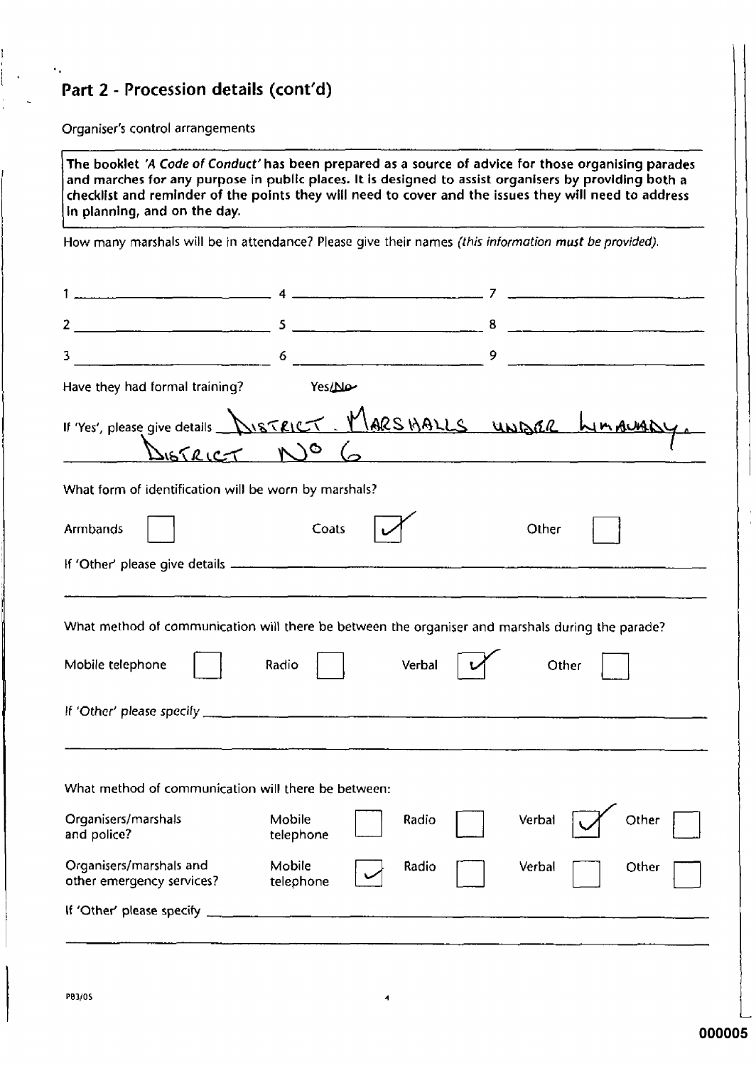## Part 2 - Procession details (cont'd)

Organiser's control arrangements

**The booklet *'A Code of Conduct'* has been prepared as a source of advice for those organising parades and marches for any purpose in public places. It is designed to assist organisers by providing both a checklist and reminder of the points they will need to cover and the issues they will need to address in planning, and on the day.**

How many marshals will be in attendance? Please give their names *(this information must be provided).*

| | | |
|---|---|---|
| 1 ______ | 4 ______ | 7 ______ |
| 2 ______ | 5 ______ | 8 ______ |
| 3 ______ | 6 ______ | 9 ______ |

Have they had formal training? Yes/~~No~~

If 'Yes', please give details DISTRICT. MARSHALLS UNDER LIMAVADY. DISTRICT NO 6

What form of identification will be worn by marshals?

Armbands ☐ Coats ☑ Other ☐

If 'Other' please give details ______

What method of communication will there be between the organiser and marshals during the parade?

Mobile telephone ☐ Radio ☐ Verbal ☑ Other ☐

If 'Other' please specify ______

What method of communication will there be between:

| | Mobile telephone | Radio | Verbal | Other |
|---|---|---|---|---|
| Organisers/marshals and police? | ☐ | ☐ | ☑ | ☐ |
| Organisers/marshals and other emergency services? | ☑ | ☐ | ☐ | ☐ |

If 'Other' please specify ______

PB3/05

000005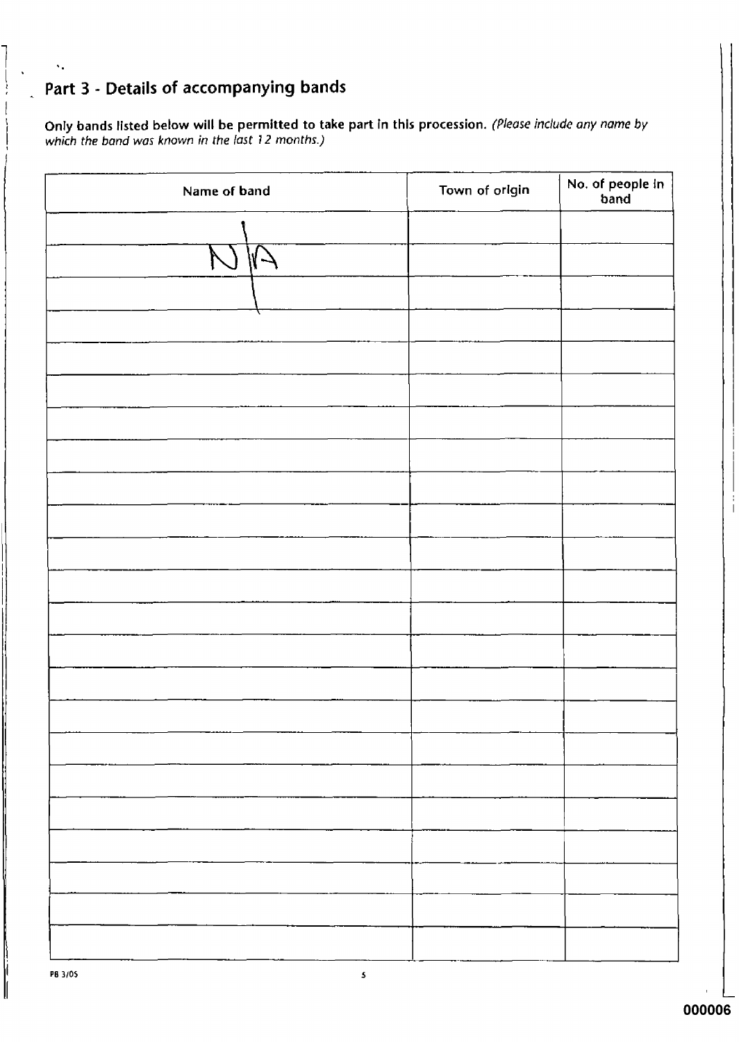## Part 3 - Details of accompanying bands

**Only bands listed below will be permitted to take part in this procession.** *(Please include any name by which the band was known in the last 12 months.)*

| Name of band | Town of origin | No. of people in band |
|---|---|---|
| | | |
| N/A | | |
| | | |
| | | |
| | | |
| | | |
| | | |
| | | |
| | | |
| | | |
| | | |
| | | |
| | | |
| | | |
| | | |
| | | |
| | | |
| | | |
| | | |
| | | |
| | | |
| | | |
| | | |

PB 3/05

000006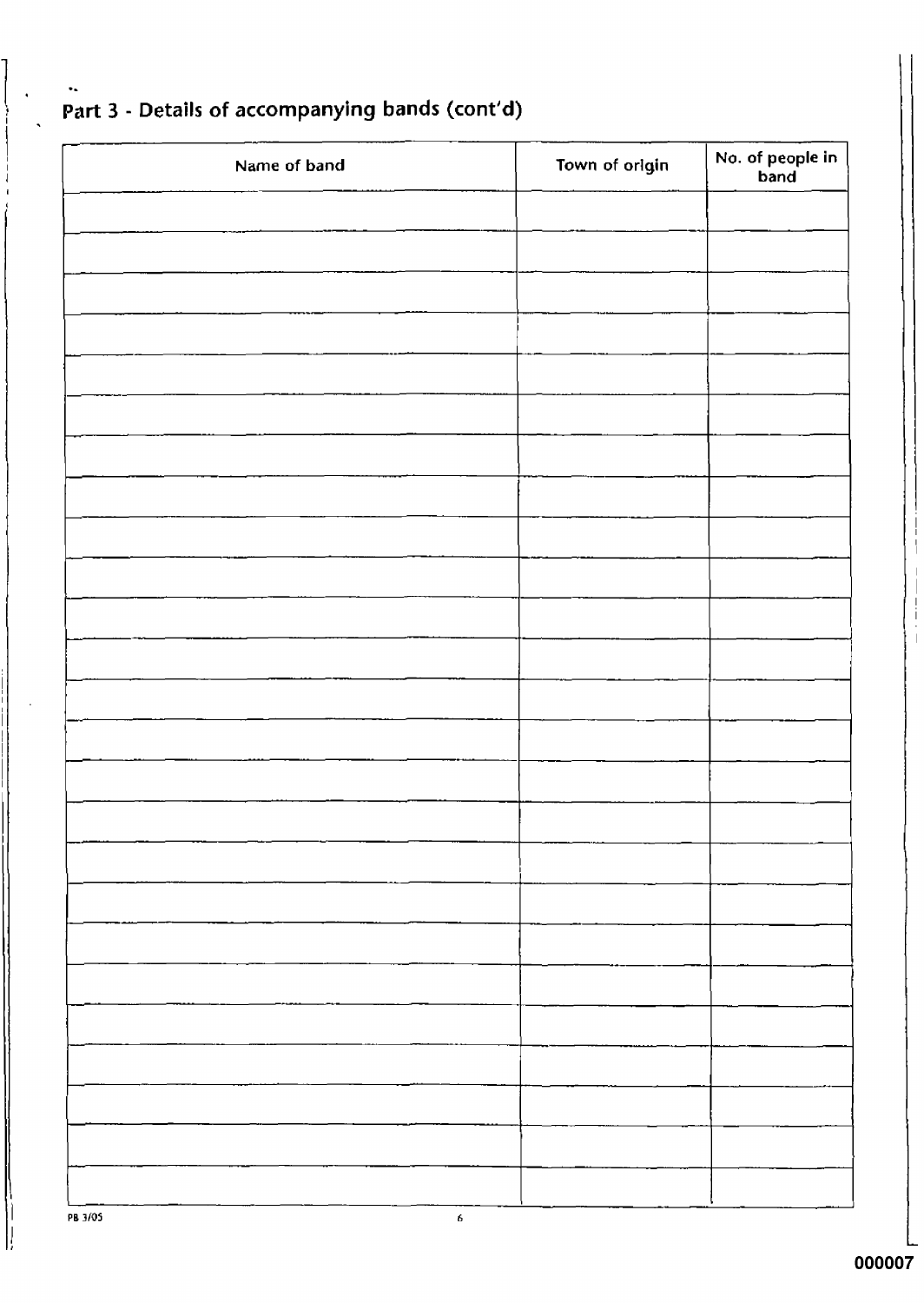## Part 3 - Details of accompanying bands (cont'd)

| Name of band | Town of origin | No. of people in band |
|---|---|---|
| | | |
| | | |
| | | |
| | | |
| | | |
| | | |
| | | |
| | | |
| | | |
| | | |
| | | |
| | | |
| | | |
| | | |
| | | |
| | | |
| | | |
| | | |
| | | |
| | | |
| | | |
| | | |
| | | |
| | | |
| | | |

PB 3/05

000007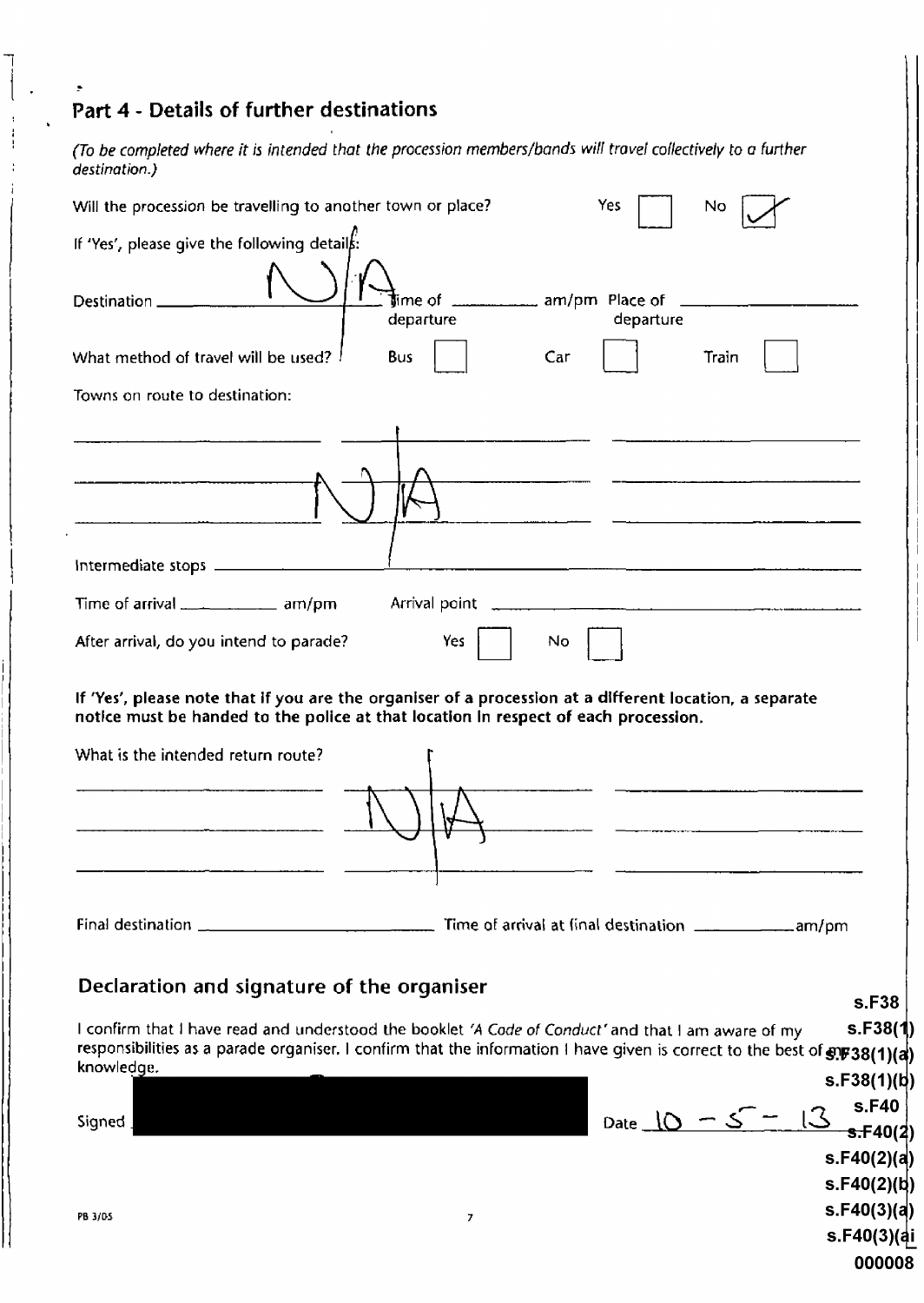## Part 4 - Details of further destinations

*(To be completed where it is intended that the procession members/bands will travel collectively to a further destination.)*

Will the procession be travelling to another town or place? Yes ☐ No ☑

If 'Yes', please give the following details:

Destination N/A Time of departure ______ am/pm Place of departure ______

What method of travel will be used? Bus ☐ Car ☐ Train ☐

Towns on route to destination:

N/A

Intermediate stops ______

Time of arrival ______ am/pm Arrival point ______

After arrival, do you intend to parade? Yes ☐ No ☐

**If 'Yes', please note that if you are the organiser of a procession at a different location, a separate notice must be handed to the police at that location in respect of each procession.**

What is the intended return route?

N/A

Final destination ______ Time of arrival at final destination ______ am/pm

## Declaration and signature of the organiser

I confirm that I have read and understood the booklet *'A Code of Conduct'* and that I am aware of my responsibilities as a parade organiser. I confirm that the information I have given is correct to the best of my knowledge.

Signed [REDACTED] Date 10 - 5 - 13

s.F38
s.F38(1)
s.F38(1)(a)
s.F38(1)(b)
s.F40
s.F40(2)
s.F40(2)(a)
s.F40(2)(b)
s.F40(3)(a)
s.F40(3)(ai

PB 3/05

000008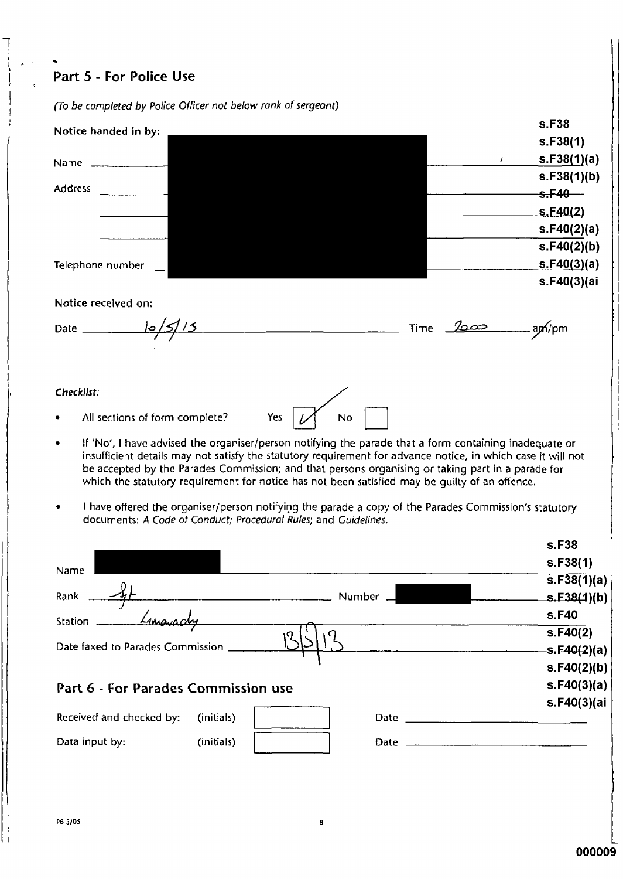## Part 5 - For Police Use

*(To be completed by Police Officer not below rank of sergeant)*

**Notice handed in by:**

Name ██████████

Address ██████████

Telephone number ██████████

s.F38
s.F38(1)
s.F38(1)(a)
s.F38(1)(b)
~~s.F40~~
s.F40(2)
s.F40(2)(a)
s.F40(2)(b)
s.F40(3)(a)
s.F40(3)(ai

**Notice received on:**

Date 10/5/13 Time 2000 am/pm

***Checklist:***

- All sections of form complete? Yes [✓] No [ ]
- If 'No', I have advised the organiser/person notifying the parade that a form containing inadequate or insufficient details may not satisfy the statutory requirement for advance notice, in which case it will not be accepted by the Parades Commission; and that persons organising or taking part in a parade for which the statutory requirement for notice has not been satisfied may be guilty of an offence.
- I have offered the organiser/person notifying the parade a copy of the Parades Commission's statutory documents: *A Code of Conduct; Procedural Rules;* and *Guidelines.*

Name ██████████

Rank Sgt Number ██████████

Station Limavady

Date faxed to Parades Commission 13/5/13

s.F38
s.F38(1)
s.F38(1)(a)
~~s.F38(1)(b)~~
s.F40
s.F40(2)
~~s.F40(2)(a)~~
s.F40(2)(b)
s.F40(3)(a)
s.F40(3)(ai

## Part 6 - For Parades Commission use

Received and checked by: (initials) [ ] Date ____________

Data input by: (initials) [ ] Date ____________

PB 3/05

000009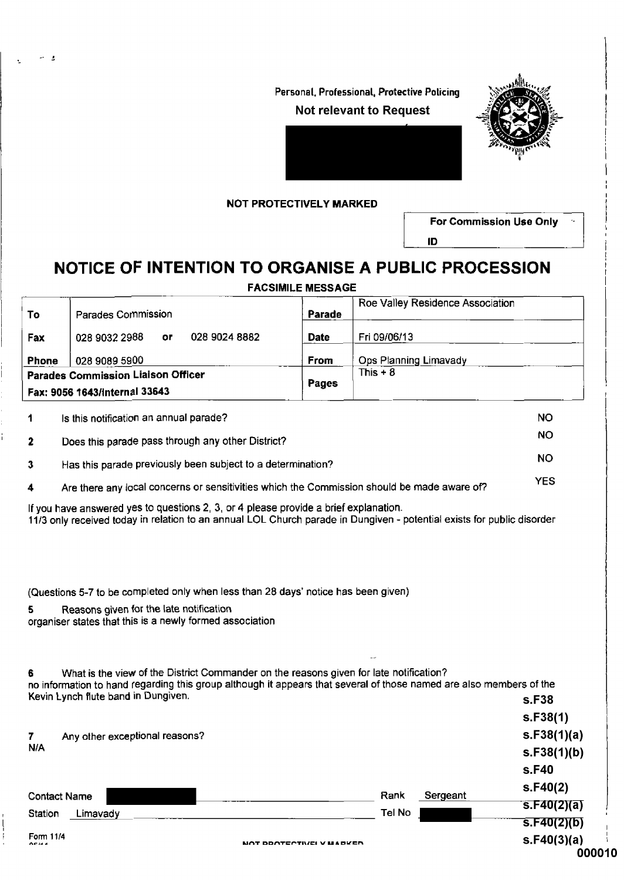Personal, Professional, Protective Policing

Not relevant to Request

**NOT PROTECTIVELY MARKED**

| For Commission Use Only |
|---|
| ID |

# NOTICE OF INTENTION TO ORGANISE A PUBLIC PROCESSION

**FACSIMILE MESSAGE**

| To | Parades Commission | Parade | Roe Valley Residence Association |
|---|---|---|---|
| Fax | 028 9032 2988 or 028 9024 8882 | Date | Fri 09/06/13 |
| Phone | 028 9089 5900 | From | Ops Planning Limavady |
| **Parades Commission Liaison Officer** **Fax: 9056 1643/Internal 33643** | | Pages | This + 8 |

| | | |
|---|---|---|
| 1 | Is this notification an annual parade? | NO |
| 2 | Does this parade pass through any other District? | NO |
| 3 | Has this parade previously been subject to a determination? | NO |
| 4 | Are there any local concerns or sensitivities which the Commission should be made aware of? | YES |

If you have answered yes to questions 2, 3, or 4 please provide a brief explanation.
11/3 only received today in relation to an annual LOL Church parade in Dungiven - potential exists for public disorder

(Questions 5-7 to be completed only when less than 28 days' notice has been given)

5 Reasons given for the late notification
organiser states that this is a newly formed association

6 What is the view of the District Commander on the reasons given for late notification?
no information to hand regarding this group although it appears that several of those named are also members of the Kevin Lynch flute band in Dungiven.

7 Any other exceptional reasons?
N/A

s.F38
s.F38(1)
s.F38(1)(a)
s.F38(1)(b)
s.F40
s.F40(2)
s.F40(2)(a)
s.F40(2)(b)
s.F40(3)(a)

| Contact Name | | Rank | Sergeant |
|---|---|---|---|
| Station | Limavady | Tel No | |

Form 11/4

NOT PROTECTIVELY MARKED

000010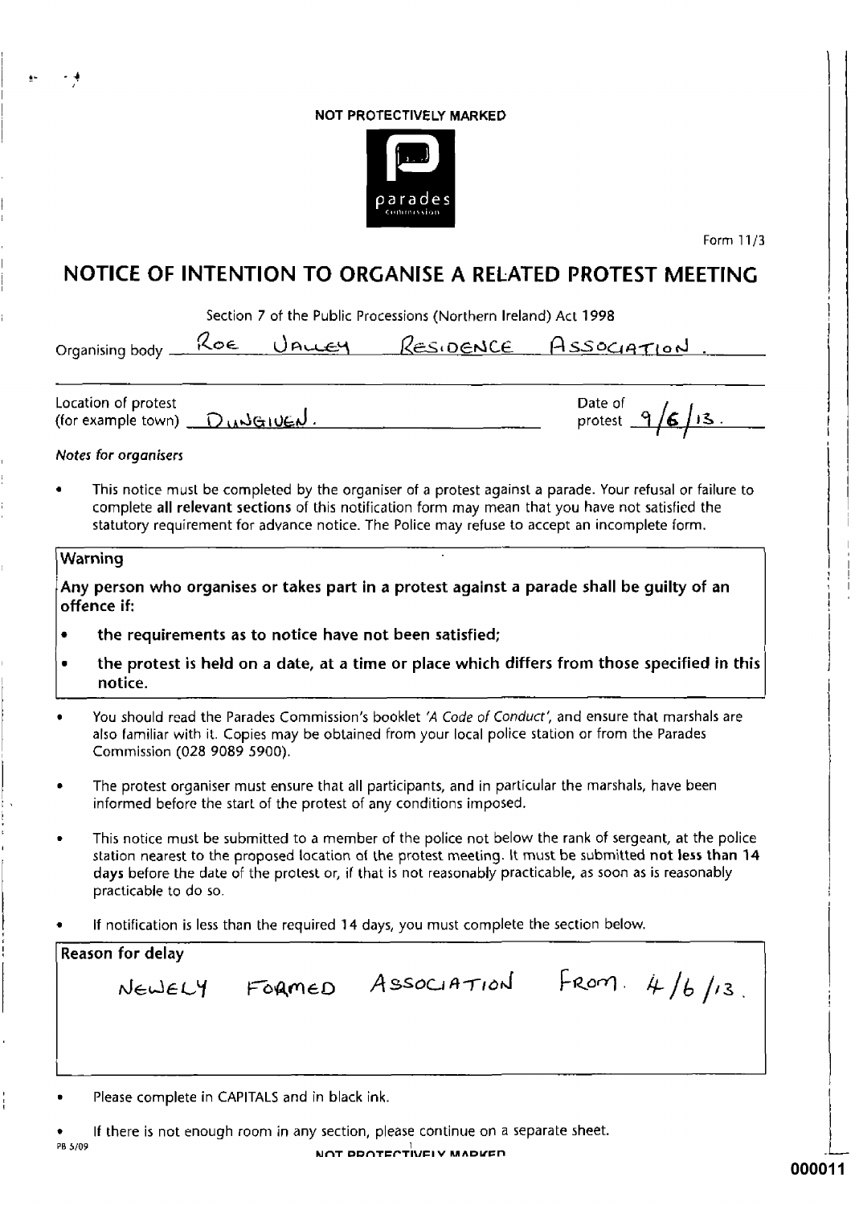NOT PROTECTIVELY MARKED

parades Commission

Form 11/3

# NOTICE OF INTENTION TO ORGANISE A RELATED PROTEST MEETING

Section 7 of the Public Processions (Northern Ireland) Act 1998

Organising body ROE VALLEY RESIDENCE ASSOCIATION.

Location of protest (for example town) DUNGIVEN.

Date of protest 9/6/13.

*Notes for organisers*

- This notice must be completed by the organiser of a protest against a parade. Your refusal or failure to complete **all relevant sections** of this notification form may mean that you have not satisfied the statutory requirement for advance notice. The Police may refuse to accept an incomplete form.

**Warning**

**Any person who organises or takes part in a protest against a parade shall be guilty of an offence if:**

- **the requirements as to notice have not been satisfied;**
- **the protest is held on a date, at a time or place which differs from those specified in this notice.**

- You should read the Parades Commission's booklet *'A Code of Conduct'*, and ensure that marshals are also familiar with it. Copies may be obtained from your local police station or from the Parades Commission (028 9089 5900).
- The protest organiser must ensure that all participants, and in particular the marshals, have been informed before the start of the protest of any conditions imposed.
- This notice must be submitted to a member of the police not below the rank of sergeant, at the police station nearest to the proposed location of the protest meeting. It must be submitted **not less than 14 days** before the date of the protest or, if that is not reasonably practicable, as soon as is reasonably practicable to do so.
- If notification is less than the required 14 days, you must complete the section below.

**Reason for delay**

NEWLY FORMED ASSOCIATION FROM. 4/6/13.

- Please complete in CAPITALS and in black ink.
- If there is not enough room in any section, please continue on a separate sheet.

PB 5/09

NOT PROTECTIVELY MARKED

000011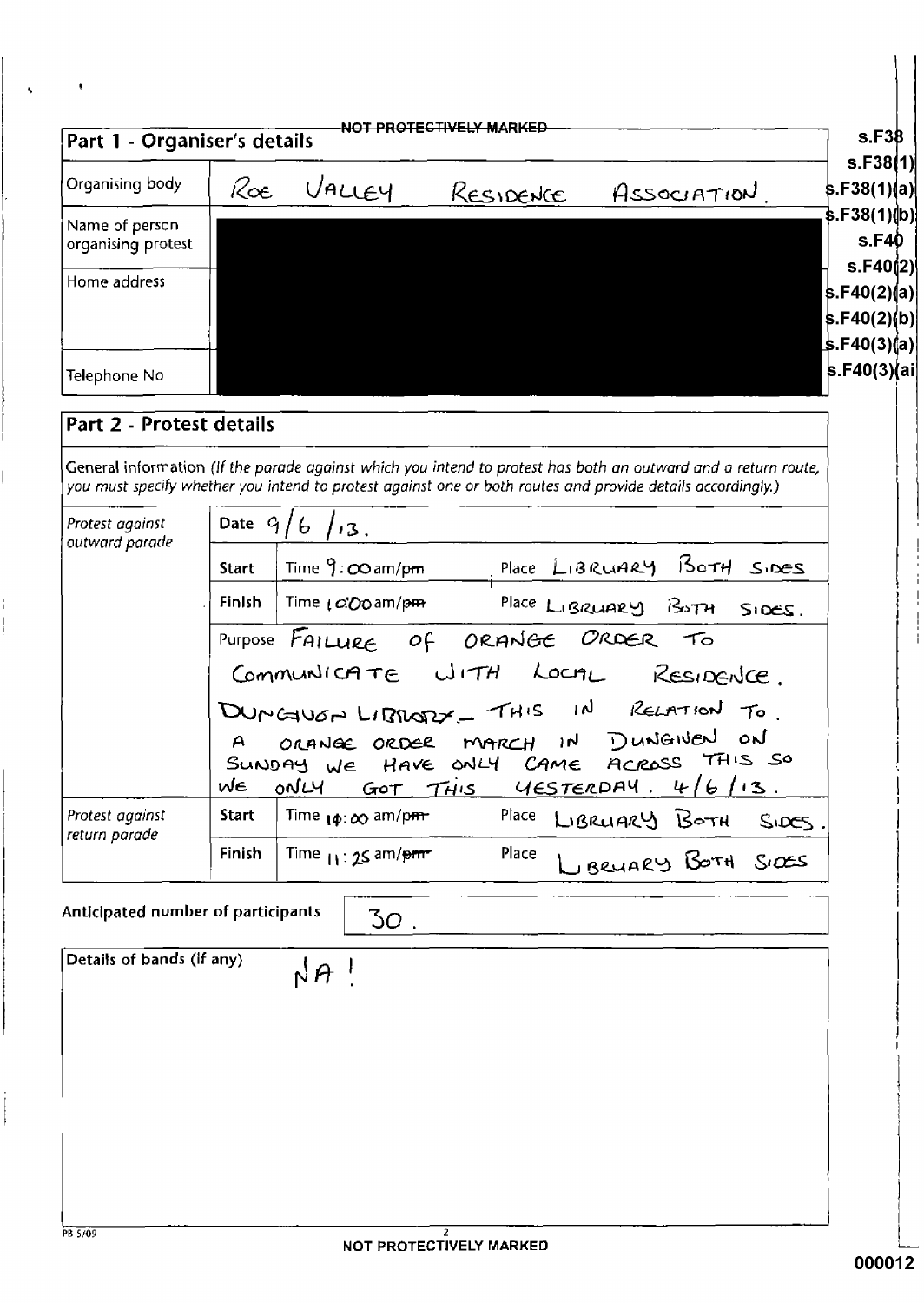NOT PROTECTIVELY MARKED

## Part 1 - Organiser's details

| | |
|---|---|
| Organising body | ROE VALLEY RESIDENCE ASSOCIATION. |
| Name of person organising protest | |
| Home address | |
| Telephone No | |

s.F38
s.F38(1)
s.F38(1)(a)
s.F38(1)(b)
s.F40
s.F40(2)
s.F40(2)(a)
s.F40(2)(b)
s.F40(3)(a)
s.F40(3)(ai

## Part 2 - Protest details

General information *(If the parade against which you intend to protest has both an outward and a return route, you must specify whether you intend to protest against one or both routes and provide details accordingly.)*

| | | | |
|---|---|---|---|
| *Protest against outward parade* | Date 9/6/13. | | |
| | **Start** | Time 9:00am/pm | Place LIBRUARY BOTH SIDES |
| | **Finish** | Time 10:00am/pm | Place LIBRUARY BOTH SIDES. |
| | Purpose FAILURE OF ORANGE ORDER TO COMMUNICATE WITH LOCAL RESIDENCE. DUNGIVEN LIBRARY – THIS IN RELATION TO. A ORANGE ORDER MARCH IN DUNGIVEN ON SUNDAY WE HAVE ONLY CAME ACROSS THIS SO WE ONLY GOT THIS YESTERDAY. 4/6/13. | | |
| *Protest against return parade* | **Start** | Time 10:00 am/pm | Place LIBRUARY BOTH SIDES. |
| | **Finish** | Time 11:25 am/pm | Place LIBRUARY BOTH SIDES |

Anticipated number of participants: 30.

Details of bands (if any): NA!

PB 5/09

NOT PROTECTIVELY MARKED

000012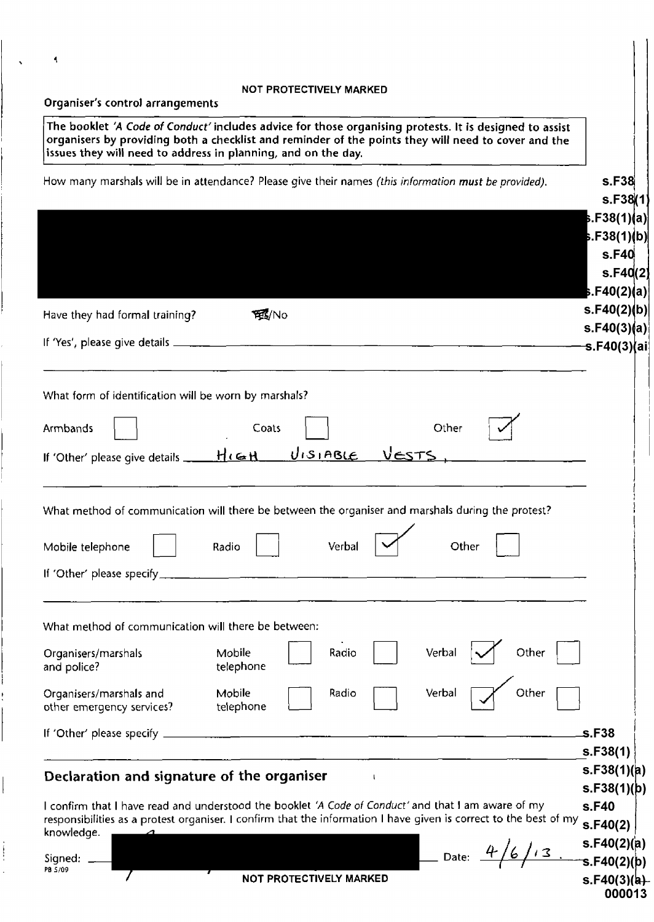NOT PROTECTIVELY MARKED

Organiser's control arrangements

The booklet *'A Code of Conduct'* includes advice for those organising protests. It is designed to assist organisers by providing both a checklist and reminder of the points they will need to cover and the issues they will need to address in planning, and on the day.

How many marshals will be in attendance? Please give their names *(this information must be provided).*

s.F38
s.F38(1)
s.F38(1)(a)
s.F38(1)(b)
s.F40
s.F40(2)
s.F40(2)(a)
s.F40(2)(b)
s.F40(3)(a)
s.F40(3)(ai

Have they had formal training? ~~Yes~~/No

If 'Yes', please give details

What form of identification will be worn by marshals?

Armbands ☐ Coats ☐ Other ☑

If 'Other' please give details HIGH VISIABLE VESTS.

What method of communication will there be between the organiser and marshals during the protest?

Mobile telephone ☐ Radio ☐ Verbal ☑ Other ☐

If 'Other' please specify

What method of communication will there be between:

| | | | | | | | | |
|---|---|---|---|---|---|---|---|---|
| Organisers/marshals and police? | Mobile telephone | ☐ | Radio | ☐ | Verbal | ☑ | Other | ☐ |
| Organisers/marshals and other emergency services? | Mobile telephone | ☐ | Radio | ☐ | Verbal | ☑ | Other | ☐ |

If 'Other' please specify

s.F38
s.F38(1)
s.F38(1)(a)
s.F38(1)(b)
s.F40
s.F40(2)
s.F40(2)(a)
s.F40(2)(b)
s.F40(3)(a)

## Declaration and signature of the organiser

I confirm that I have read and understood the booklet *'A Code of Conduct'* and that I am aware of my responsibilities as a protest organiser. I confirm that the information I have given is correct to the best of my knowledge.

Signed: Date: 4/6/13.

PB 5/09

NOT PROTECTIVELY MARKED

000013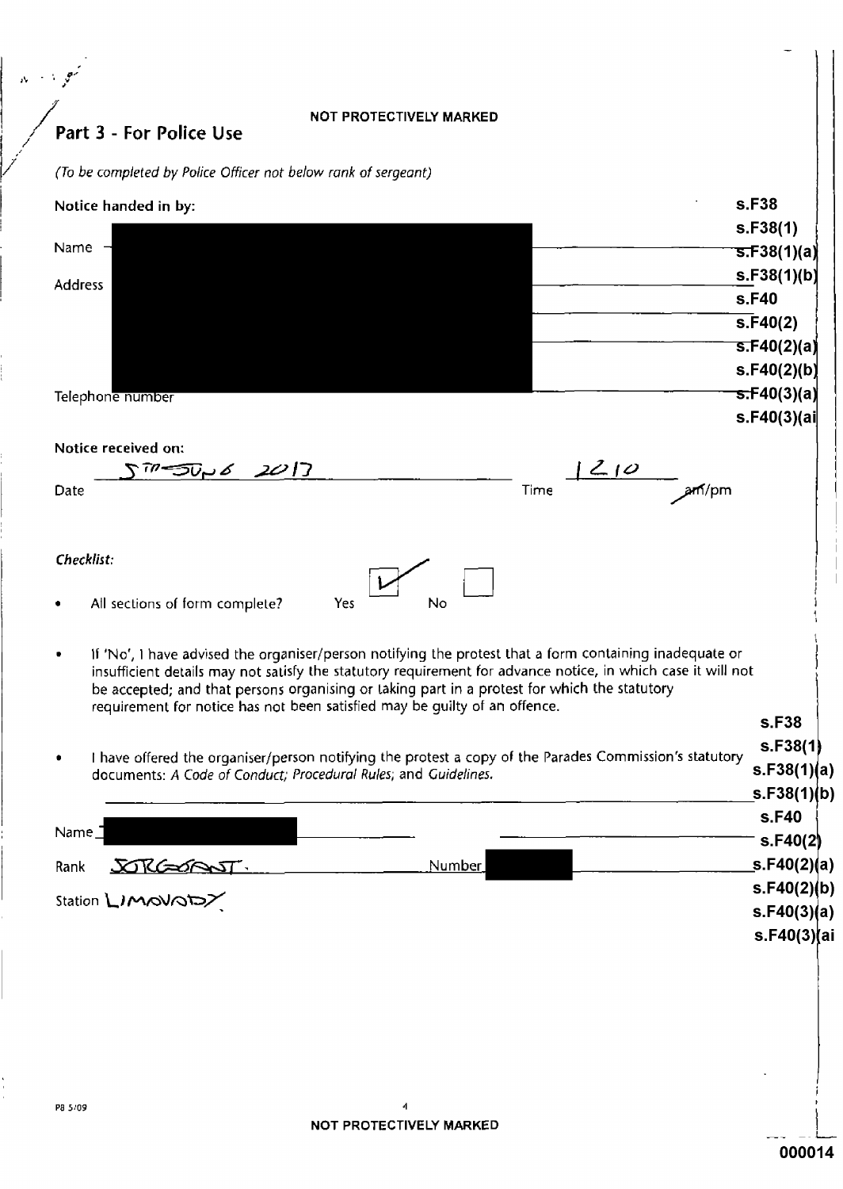NOT PROTECTIVELY MARKED

## Part 3 - For Police Use

*(To be completed by Police Officer not below rank of sergeant)*

**Notice handed in by:**

s.F38
s.F38(1)
s.F38(1)(a)
s.F38(1)(b)
s.F40
s.F40(2)
s.F40(2)(a)
s.F40(2)(b)
s.F40(3)(a)
s.F40(3)(ai

Name

Address

Telephone number

**Notice received on:**

Date 5TH JUNE 2017

Time 1210 am/pm

***Checklist:***

- All sections of form complete? Yes ☑ No ☐

- If 'No', I have advised the organiser/person notifying the protest that a form containing inadequate or insufficient details may not satisfy the statutory requirement for advance notice, in which case it will not be accepted; and that persons organising or taking part in a protest for which the statutory requirement for notice has not been satisfied may be guilty of an offence.

- I have offered the organiser/person notifying the protest a copy of the Parades Commission's statutory documents: *A Code of Conduct; Procedural Rules;* and *Guidelines.*

s.F38
s.F38(1)
s.F38(1)(a)
s.F38(1)(b)
s.F40
s.F40(2)
s.F40(2)(a)
s.F40(2)(b)
s.F40(3)(a)
s.F40(3)(ai

Name

Rank SERGEANT.

Number

Station LIMAVADY

P8 5/09

NOT PROTECTIVELY MARKED

000014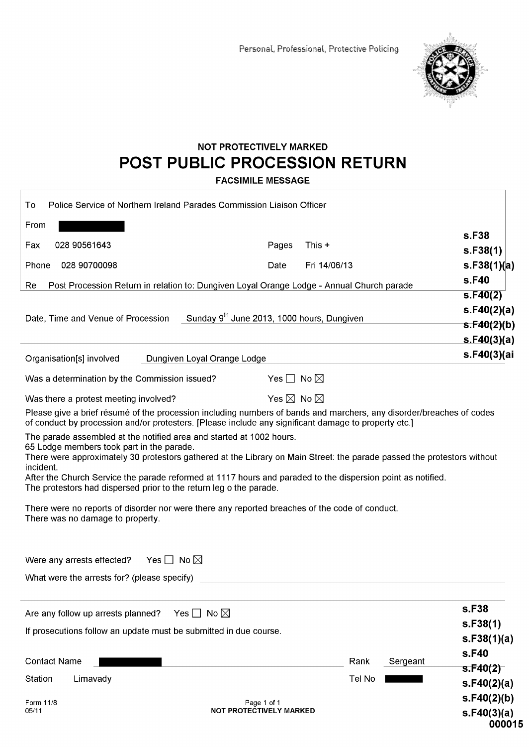Personal, Professional, Protective Policing

**NOT PROTECTIVELY MARKED**

# POST PUBLIC PROCESSION RETURN

**FACSIMILE MESSAGE**

To Police Service of Northern Ireland Parades Commission Liaison Officer

From ██████████

Fax 028 90561643 Pages This +

Phone 028 90700098 Date Fri 14/06/13

Re Post Procession Return in relation to: Dungiven Loyal Orange Lodge - Annual Church parade

**s.F38**
**s.F38(1)**
**s.F38(1)(a)**
**s.F40**
**s.F40(2)**
**s.F40(2)(a)**
**s.F40(2)(b)**
**s.F40(3)(a)**
**s.F40(3)(ai**

Date, Time and Venue of Procession Sunday 9th June 2013, 1000 hours, Dungiven

Organisation[s] involved Dungiven Loyal Orange Lodge

Was a determination by the Commission issued? Yes ☐ No ☒

Was there a protest meeting involved? Yes ☒ No ☒

Please give a brief résumé of the procession including numbers of bands and marchers, any disorder/breaches of codes of conduct by procession and/or protesters. [Please include any significant damage to property etc.]

The parade assembled at the notified area and started at 1002 hours.
65 Lodge members took part in the parade.
There were approximately 30 protestors gathered at the Library on Main Street: the parade passed the protestors without incident.
After the Church Service the parade reformed at 1117 hours and paraded to the dispersion point as notified.
The protestors had dispersed prior to the return leg o the parade.

There were no reports of disorder nor were there any reported breaches of the code of conduct.
There was no damage to property.

Were any arrests effected? Yes ☐ No ☒

What were the arrests for? (please specify)

Are any follow up arrests planned? Yes ☐ No ☒

If prosecutions follow an update must be submitted in due course.

**s.F38**
**s.F38(1)**
**s.F38(1)(a)**
**s.F40**
**s.F40(2)**
**s.F40(2)(a)**
**s.F40(2)(b)**
**s.F40(3)(a)**

Contact Name ██████████ Rank Sergeant

Station Limavady Tel No ██████████

Form 11/8
05/11

**NOT PROTECTIVELY MARKED**

**000015**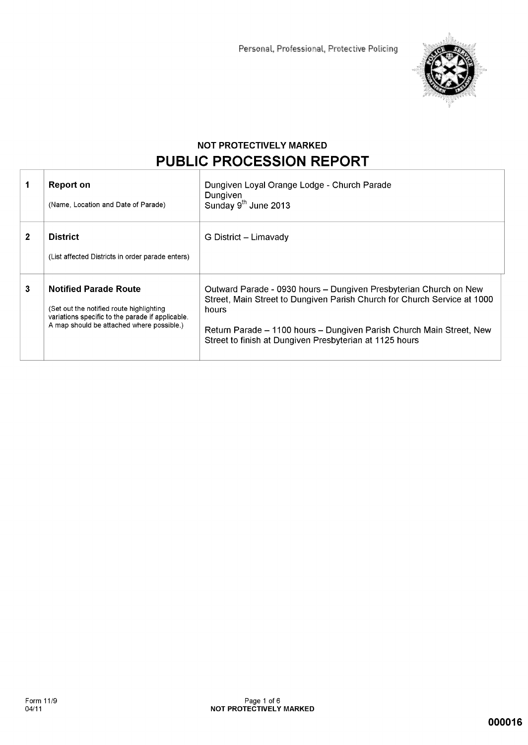Personal, Professional, Protective Policing

NOT PROTECTIVELY MARKED

# PUBLIC PROCESSION REPORT

| | | |
|---|---|---|
| 1 | **Report on**<br><br>(Name, Location and Date of Parade) | Dungiven Loyal Orange Lodge - Church Parade<br>Dungiven<br>Sunday 9th June 2013 |
| 2 | **District**<br><br>(List affected Districts in order parade enters) | G District – Limavady |
| 3 | **Notified Parade Route**<br><br>(Set out the notified route highlighting variations specific to the parade if applicable. A map should be attached where possible.) | Outward Parade - 0930 hours – Dungiven Presbyterian Church on New Street, Main Street to Dungiven Parish Church for Church Service at 1000 hours<br><br>Return Parade – 1100 hours – Dungiven Parish Church Main Street, New Street to finish at Dungiven Presbyterian at 1125 hours |

Form 11/9
04/11

NOT PROTECTIVELY MARKED

000016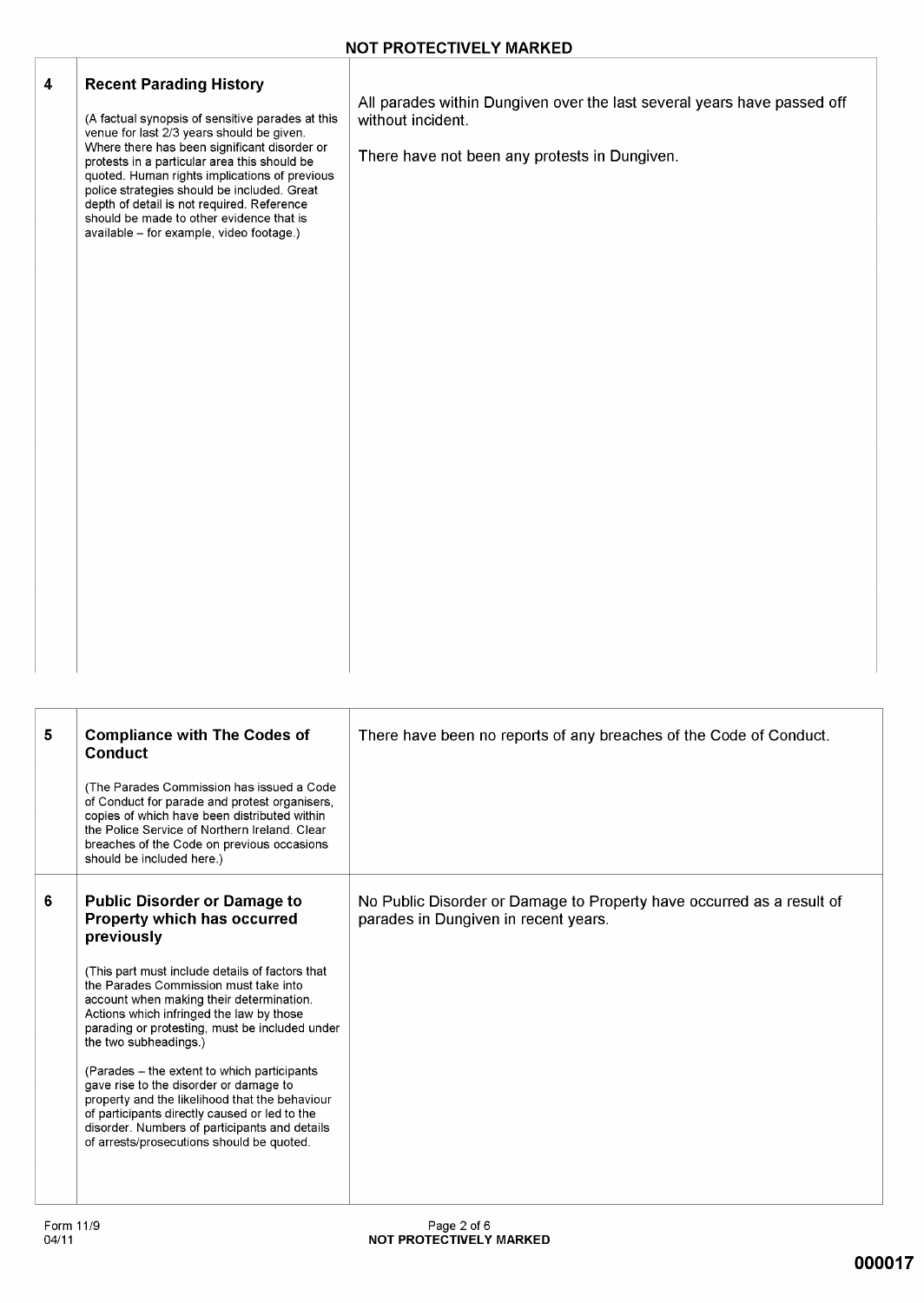| | | |
|---|---|---|
| 4 | **Recent Parading History**<br><br>(A factual synopsis of sensitive parades at this venue for last 2/3 years should be given. Where there has been significant disorder or protests in a particular area this should be quoted. Human rights implications of previous police strategies should be included. Great depth of detail is not required. Reference should be made to other evidence that is available – for example, video footage.) | All parades within Dungiven over the last several years have passed off without incident.<br><br>There have not been any protests in Dungiven. |

| | | |
|---|---|---|
| 5 | **Compliance with The Codes of Conduct**<br><br>(The Parades Commission has issued a Code of Conduct for parade and protest organisers, copies of which have been distributed within the Police Service of Northern Ireland. Clear breaches of the Code on previous occasions should be included here.) | There have been no reports of any breaches of the Code of Conduct. |
| 6 | **Public Disorder or Damage to Property which has occurred previously**<br><br>(This part must include details of factors that the Parades Commission must take into account when making their determination. Actions which infringed the law by those parading or protesting, must be included under the two subheadings.)<br><br>(Parades – the extent to which participants gave rise to the disorder or damage to property and the likelihood that the behaviour of participants directly caused or led to the disorder. Numbers of participants and details of arrests/prosecutions should be quoted. | No Public Disorder or Damage to Property have occurred as a result of parades in Dungiven in recent years. |

Form 11/9
04/11

000017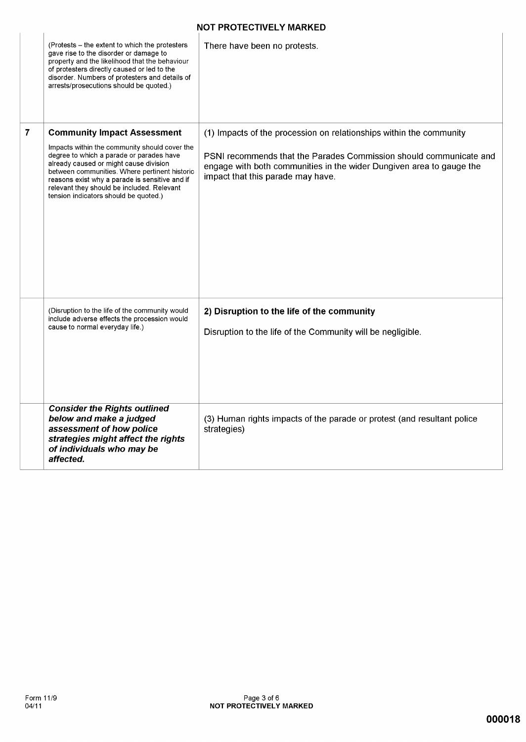| | | |
|---|---|---|
| | (Protests – the extent to which the protesters gave rise to the disorder or damage to property and the likelihood that the behaviour of protesters directly caused or led to the disorder. Numbers of protesters and details of arrests/prosecutions should be quoted.) | There have been no protests. |
| **7** | **Community Impact Assessment**<br><br>Impacts within the community should cover the degree to which a parade or parades have already caused or might cause division between communities. Where pertinent historic reasons exist why a parade is sensitive and if relevant they should be included. Relevant tension indicators should be quoted.) | (1) Impacts of the procession on relationships within the community<br><br>PSNI recommends that the Parades Commission should communicate and engage with both communities in the wider Dungiven area to gauge the impact that this parade may have. |
| | (Disruption to the life of the community would include adverse effects the procession would cause to normal everyday life.) | **2) Disruption to the life of the community**<br><br>Disruption to the life of the Community will be negligible. |
| | ***Consider the Rights outlined below and make a judged assessment of how police strategies might affect the rights of individuals who may be affected.*** | (3) Human rights impacts of the parade or protest (and resultant police strategies) |

Form 11/9
04/11

000018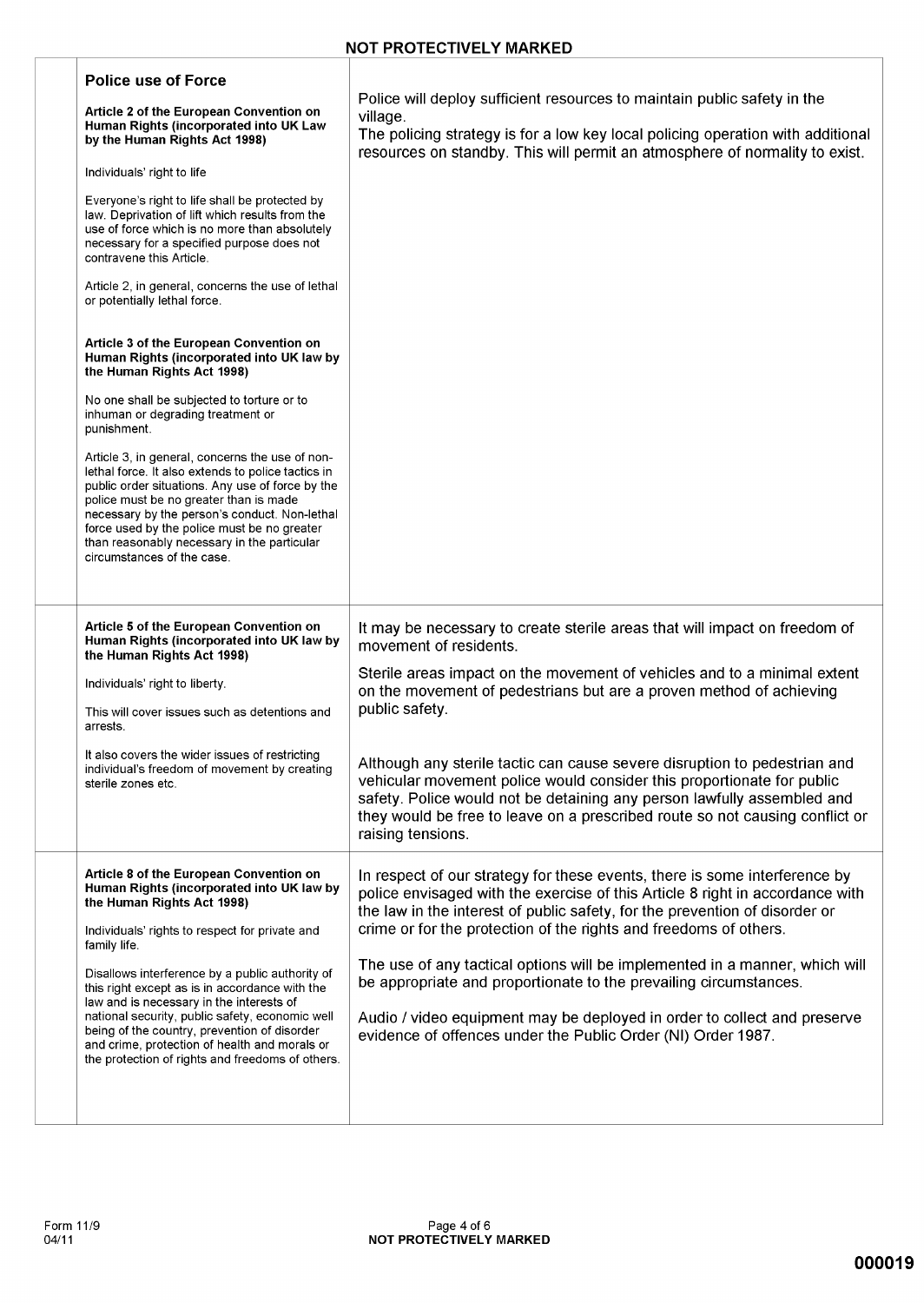| | | |
|---|---|---|
| | **Police use of Force**<br><br>**Article 2 of the European Convention on Human Rights (incorporated into UK Law by the Human Rights Act 1998)**<br><br>Individuals' right to life<br><br>Everyone's right to life shall be protected by law. Deprivation of lift which results from the use of force which is no more than absolutely necessary for a specified purpose does not contravene this Article.<br><br>Article 2, in general, concerns the use of lethal or potentially lethal force.<br><br>**Article 3 of the European Convention on Human Rights (incorporated into UK law by the Human Rights Act 1998)**<br><br>No one shall be subjected to torture or to inhuman or degrading treatment or punishment.<br><br>Article 3, in general, concerns the use of non-lethal force. It also extends to police tactics in public order situations. Any use of force by the police must be no greater than is made necessary by the person's conduct. Non-lethal force used by the police must be no greater than reasonably necessary in the particular circumstances of the case. | Police will deploy sufficient resources to maintain public safety in the village.<br>The policing strategy is for a low key local policing operation with additional resources on standby. This will permit an atmosphere of normality to exist. |
| | **Article 5 of the European Convention on Human Rights (incorporated into UK law by the Human Rights Act 1998)**<br><br>Individuals' right to liberty.<br><br>This will cover issues such as detentions and arrests.<br><br>It also covers the wider issues of restricting individual's freedom of movement by creating sterile zones etc. | It may be necessary to create sterile areas that will impact on freedom of movement of residents.<br><br>Sterile areas impact on the movement of vehicles and to a minimal extent on the movement of pedestrians but are a proven method of achieving public safety.<br><br>Although any sterile tactic can cause severe disruption to pedestrian and vehicular movement police would consider this proportionate for public safety. Police would not be detaining any person lawfully assembled and they would be free to leave on a prescribed route so not causing conflict or raising tensions. |
| | **Article 8 of the European Convention on Human Rights (incorporated into UK law by the Human Rights Act 1998)**<br><br>Individuals' rights to respect for private and family life.<br><br>Disallows interference by a public authority of this right except as is in accordance with the law and is necessary in the interests of national security, public safety, economic well being of the country, prevention of disorder and crime, protection of health and morals or the protection of rights and freedoms of others. | In respect of our strategy for these events, there is some interference by police envisaged with the exercise of this Article 8 right in accordance with the law in the interest of public safety, for the prevention of disorder or crime or for the protection of the rights and freedoms of others.<br><br>The use of any tactical options will be implemented in a manner, which will be appropriate and proportionate to the prevailing circumstances.<br><br>Audio / video equipment may be deployed in order to collect and preserve evidence of offences under the Public Order (NI) Order 1987. |

Form 11/9
04/11

000019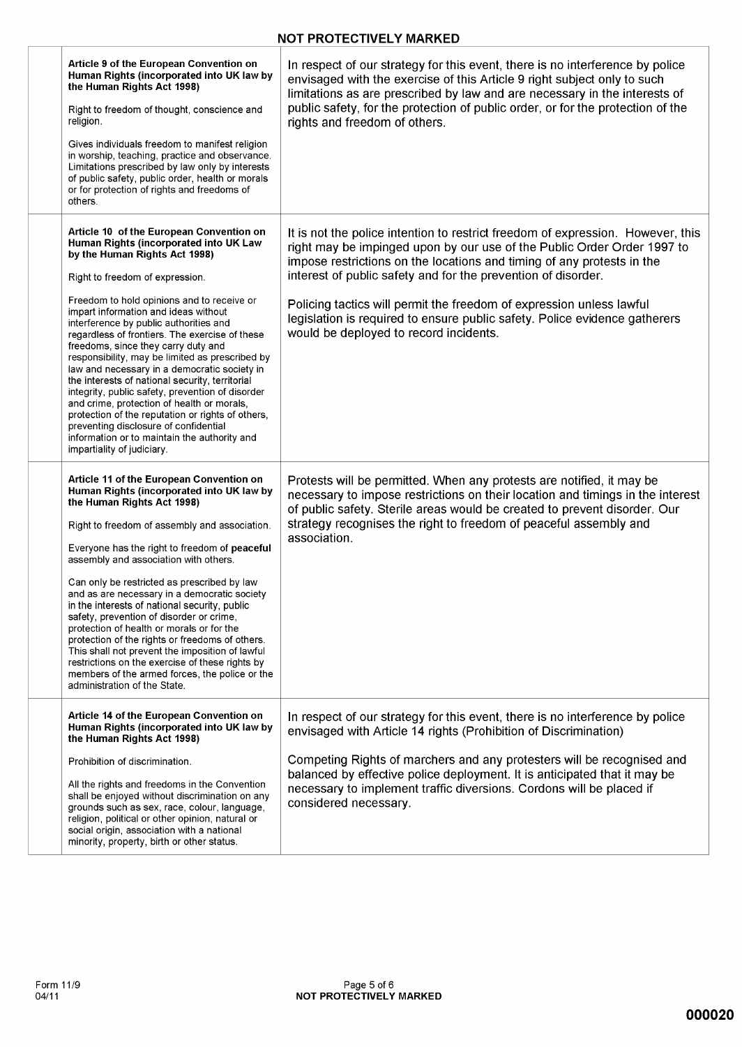| | | |
|---|---|---|
| | **Article 9 of the European Convention on Human Rights (incorporated into UK law by the Human Rights Act 1998)**<br><br>Right to freedom of thought, conscience and religion.<br><br>Gives individuals freedom to manifest religion in worship, teaching, practice and observance. Limitations prescribed by law only by interests of public safety, public order, health or morals or for protection of rights and freedoms of others. | In respect of our strategy for this event, there is no interference by police envisaged with the exercise of this Article 9 right subject only to such limitations as are prescribed by law and are necessary in the interests of public safety, for the protection of public order, or for the protection of the rights and freedom of others. |
| | **Article 10 of the European Convention on Human Rights (incorporated into UK Law by the Human Rights Act 1998)**<br><br>Right to freedom of expression.<br><br>Freedom to hold opinions and to receive or impart information and ideas without interference by public authorities and regardless of frontiers. The exercise of these freedoms, since they carry duty and responsibility, may be limited as prescribed by law and necessary in a democratic society in the interests of national security, territorial integrity, public safety, prevention of disorder and crime, protection of health or morals, protection of the reputation or rights of others, preventing disclosure of confidential information or to maintain the authority and impartiality of judiciary. | It is not the police intention to restrict freedom of expression. However, this right may be impinged upon by our use of the Public Order Order 1997 to impose restrictions on the locations and timing of any protests in the interest of public safety and for the prevention of disorder.<br><br>Policing tactics will permit the freedom of expression unless lawful legislation is required to ensure public safety. Police evidence gatherers would be deployed to record incidents. |
| | **Article 11 of the European Convention on Human Rights (incorporated into UK law by the Human Rights Act 1998)**<br><br>Right to freedom of assembly and association.<br><br>Everyone has the right to freedom of **peaceful** assembly and association with others.<br><br>Can only be restricted as prescribed by law and as are necessary in a democratic society in the interests of national security, public safety, prevention of disorder or crime, protection of health or morals or for the protection of the rights or freedoms of others. This shall not prevent the imposition of lawful restrictions on the exercise of these rights by members of the armed forces, the police or the administration of the State. | Protests will be permitted. When any protests are notified, it may be necessary to impose restrictions on their location and timings in the interest of public safety. Sterile areas would be created to prevent disorder. Our strategy recognises the right to freedom of peaceful assembly and association. |
| | **Article 14 of the European Convention on Human Rights (incorporated into UK law by the Human Rights Act 1998)**<br><br>Prohibition of discrimination.<br><br>All the rights and freedoms in the Convention shall be enjoyed without discrimination on any grounds such as sex, race, colour, language, religion, political or other opinion, natural or social origin, association with a national minority, property, birth or other status. | In respect of our strategy for this event, there is no interference by police envisaged with Article 14 rights (Prohibition of Discrimination)<br><br>Competing Rights of marchers and any protesters will be recognised and balanced by effective police deployment. It is anticipated that it may be necessary to implement traffic diversions. Cordons will be placed if considered necessary. |

Form 11/9
04/11

000020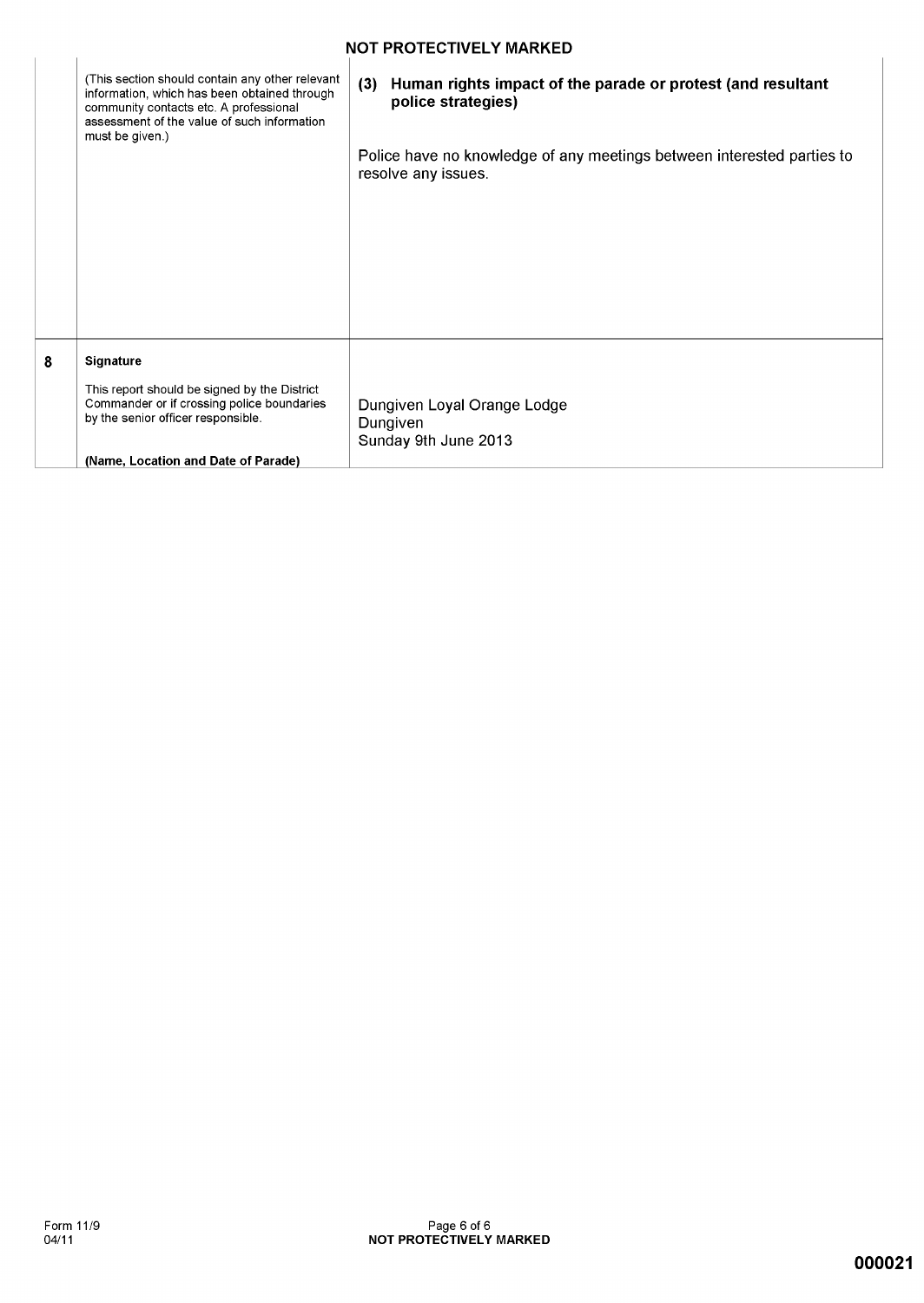| | | |
|---|---|---|
| | (This section should contain any other relevant information, which has been obtained through community contacts etc. A professional assessment of the value of such information must be given.) | **(3) Human rights impact of the parade or protest (and resultant police strategies)**<br><br>Police have no knowledge of any meetings between interested parties to resolve any issues. |
| 8 | **Signature**<br><br>This report should be signed by the District Commander or if crossing police boundaries by the senior officer responsible.<br><br>**(Name, Location and Date of Parade)** | Dungiven Loyal Orange Lodge<br>Dungiven<br>Sunday 9th June 2013 |

Form 11/9
04/11

000021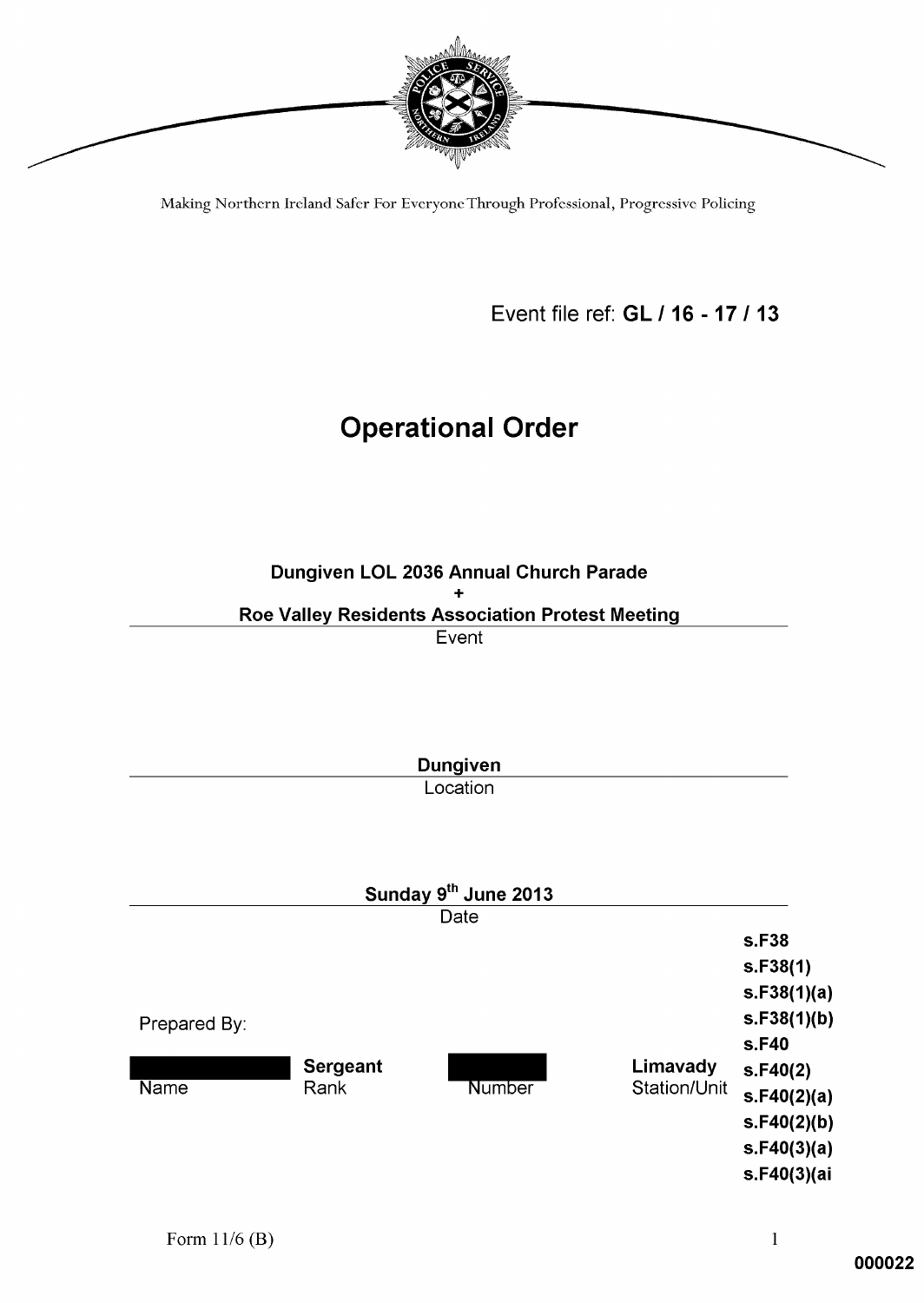Making Northern Ireland Safer For Everyone Through Professional, Progressive Policing

Event file ref: **GL / 16 - 17 / 13**

# Operational Order

**Dungiven LOL 2036 Annual Church Parade**
**+**
**Roe Valley Residents Association Protest Meeting**

Event

**Dungiven**

Location

**Sunday 9th June 2013**

Date

Prepared By:

| Name | Rank | Number | Station/Unit |
|---|---|---|---|
| | **Sergeant** | | **Limavady** |

**s.F38**
**s.F38(1)**
**s.F38(1)(a)**
**s.F38(1)(b)**
**s.F40**
**s.F40(2)**
**s.F40(2)(a)**
**s.F40(2)(b)**
**s.F40(3)(a)**
**s.F40(3)(ai**

Form 11/6 (B)

**000022**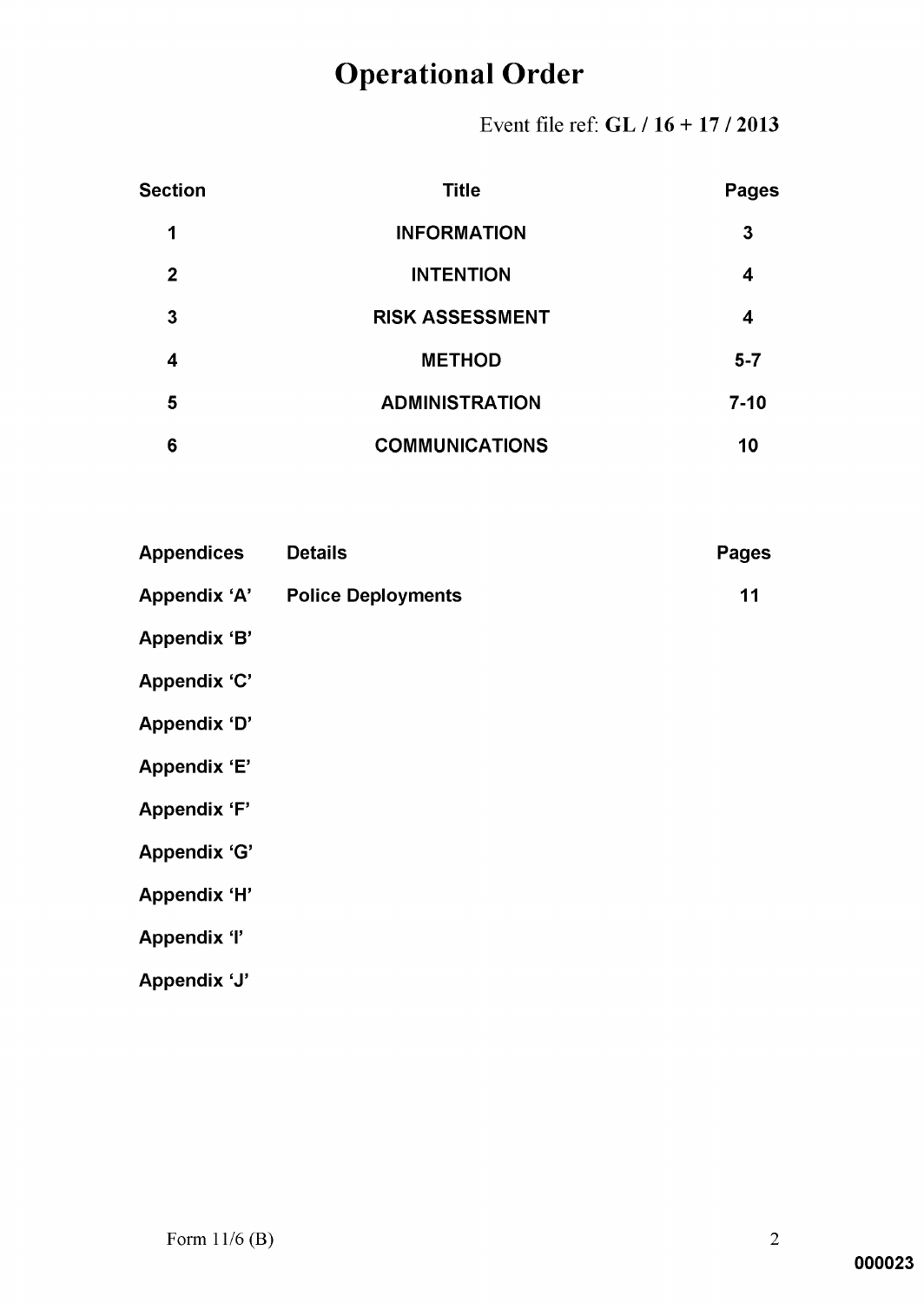# Operational Order

Event file ref: **GL / 16 + 17 / 2013**

| Section | Title | Pages |
|---|---|---|
| 1 | INFORMATION | 3 |
| 2 | INTENTION | 4 |
| 3 | RISK ASSESSMENT | 4 |
| 4 | METHOD | 5-7 |
| 5 | ADMINISTRATION | 7-10 |
| 6 | COMMUNICATIONS | 10 |

| Appendices | Details | Pages |
|---|---|---|
| Appendix 'A' | Police Deployments | 11 |
| Appendix 'B' | | |
| Appendix 'C' | | |
| Appendix 'D' | | |
| Appendix 'E' | | |
| Appendix 'F' | | |
| Appendix 'G' | | |
| Appendix 'H' | | |
| Appendix 'I' | | |
| Appendix 'J' | | |

Form 11/6 (B)

000023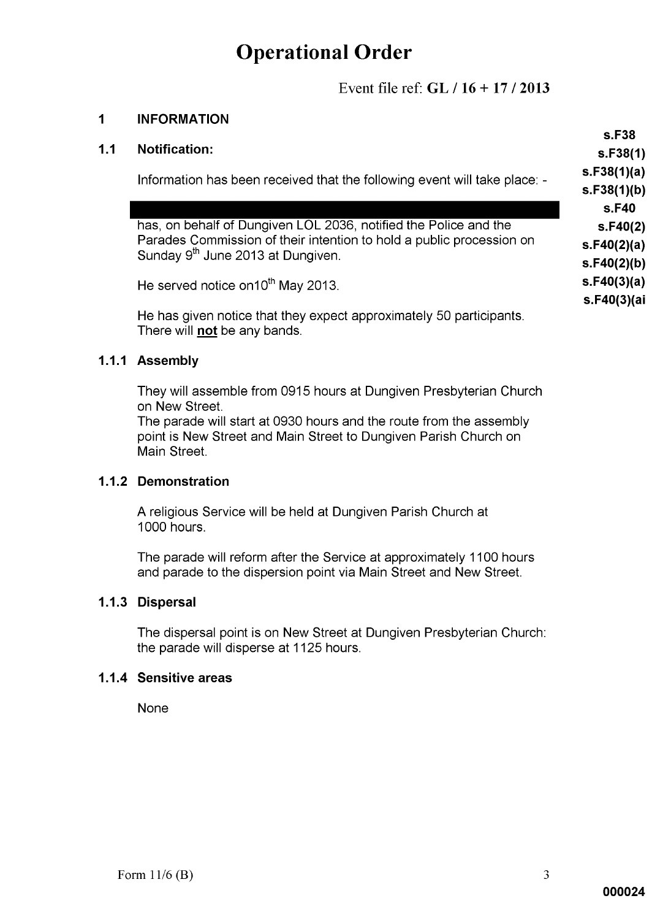# Operational Order

Event file ref: **GL / 16 + 17 / 2013**

s.F38
s.F38(1)
s.F38(1)(a)
s.F38(1)(b)
s.F40
s.F40(2)
s.F40(2)(a)
s.F40(2)(b)
s.F40(3)(a)
s.F40(3)(ai

## 1 INFORMATION

### 1.1 Notification:

Information has been received that the following event will take place: -

has, on behalf of Dungiven LOL 2036, notified the Police and the Parades Commission of their intention to hold a public procession on Sunday 9th June 2013 at Dungiven.

He served notice on10th May 2013.

He has given notice that they expect approximately 50 participants. There will **not** be any bands.

#### 1.1.1 Assembly

They will assemble from 0915 hours at Dungiven Presbyterian Church on New Street.
The parade will start at 0930 hours and the route from the assembly point is New Street and Main Street to Dungiven Parish Church on Main Street.

#### 1.1.2 Demonstration

A religious Service will be held at Dungiven Parish Church at 1000 hours.

The parade will reform after the Service at approximately 1100 hours and parade to the dispersion point via Main Street and New Street.

#### 1.1.3 Dispersal

The dispersal point is on New Street at Dungiven Presbyterian Church: the parade will disperse at 1125 hours.

#### 1.1.4 Sensitive areas

None

Form 11/6 (B)

000024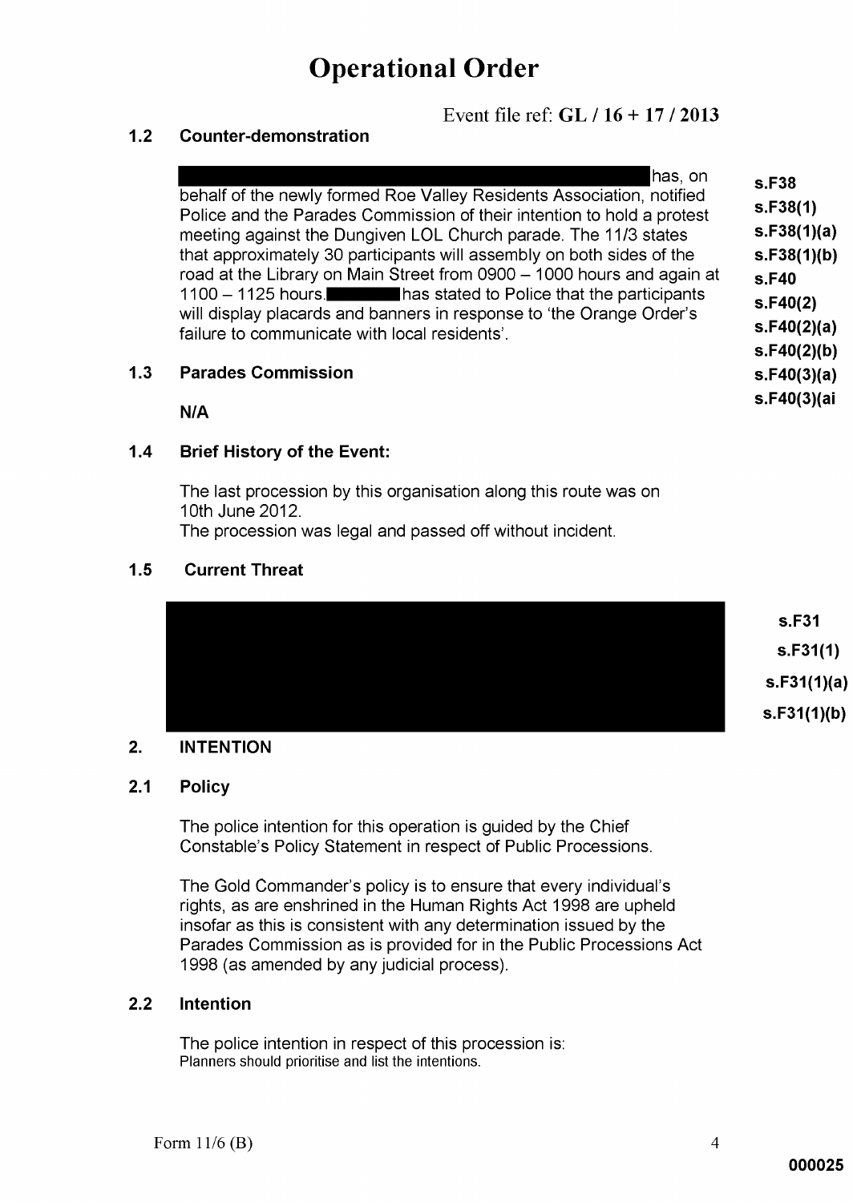# Operational Order

Event file ref: **GL / 16 + 17 / 2013**

### 1.2 Counter-demonstration

[REDACTED] has, on behalf of the newly formed Roe Valley Residents Association, notified Police and the Parades Commission of their intention to hold a protest meeting against the Dungiven LOL Church parade. The 11/3 states that approximately 30 participants will assembly on both sides of the road at the Library on Main Street from 0900 – 1000 hours and again at 1100 – 1125 hours. [REDACTED] has stated to Police that the participants will display placards and banners in response to 'the Orange Order's failure to communicate with local residents'.

**s.F38**
**s.F38(1)**
**s.F38(1)(a)**
**s.F38(1)(b)**
**s.F40**
**s.F40(2)**
**s.F40(2)(a)**
**s.F40(2)(b)**
**s.F40(3)(a)**
**s.F40(3)(ai**

### 1.3 Parades Commission

**N/A**

### 1.4 Brief History of the Event:

The last procession by this organisation along this route was on 10th June 2012.
The procession was legal and passed off without incident.

### 1.5 Current Threat

[REDACTED]

**s.F31**
**s.F31(1)**
**s.F31(1)(a)**
**s.F31(1)(b)**

## 2. INTENTION

### 2.1 Policy

The police intention for this operation is guided by the Chief Constable's Policy Statement in respect of Public Processions.

The Gold Commander's policy is to ensure that every individual's rights, as are enshrined in the Human Rights Act 1998 are upheld insofar as this is consistent with any determination issued by the Parades Commission as is provided for in the Public Processions Act 1998 (as amended by any judicial process).

### 2.2 Intention

The police intention in respect of this procession is:
Planners should prioritise and list the intentions.

Form 11/6 (B)

000025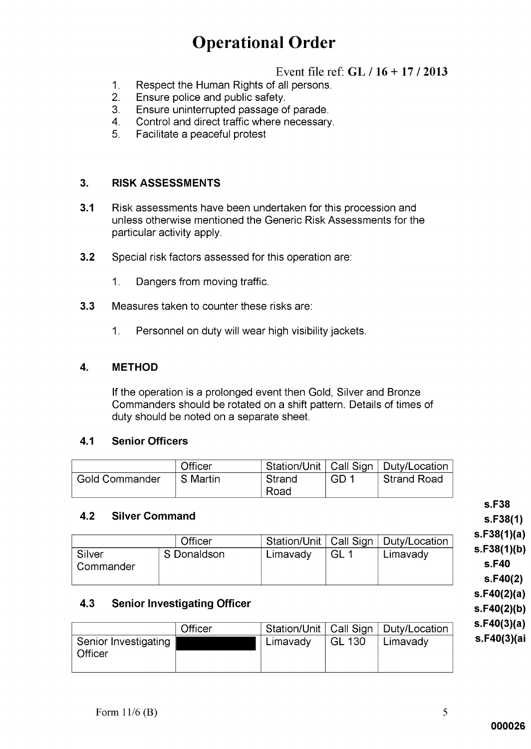# Operational Order

Event file ref: **GL / 16 + 17 / 2013**

1. Respect the Human Rights of all persons.
2. Ensure police and public safety.
3. Ensure uninterrupted passage of parade.
4. Control and direct traffic where necessary.
5. Facilitate a peaceful protest

## 3. RISK ASSESSMENTS

**3.1** Risk assessments have been undertaken for this procession and unless otherwise mentioned the Generic Risk Assessments for the particular activity apply.

**3.2** Special risk factors assessed for this operation are:

1. Dangers from moving traffic.

**3.3** Measures taken to counter these risks are:

1. Personnel on duty will wear high visibility jackets.

## 4. METHOD

If the operation is a prolonged event then Gold, Silver and Bronze Commanders should be rotated on a shift pattern. Details of times of duty should be noted on a separate sheet.

### 4.1 Senior Officers

| | Officer | Station/Unit | Call Sign | Duty/Location |
|---|---|---|---|---|
| Gold Commander | S Martin | Strand Road | GD 1 | Strand Road |

### 4.2 Silver Command

| | Officer | Station/Unit | Call Sign | Duty/Location |
|---|---|---|---|---|
| Silver Commander | S Donaldson | Limavady | GL 1 | Limavady |

### 4.3 Senior Investigating Officer

| | Officer | Station/Unit | Call Sign | Duty/Location |
|---|---|---|---|---|
| Senior Investigating Officer | ███ | Limavady | GL 130 | Limavady |

s.F38
s.F38(1)
s.F38(1)(a)
s.F38(1)(b)
s.F40
s.F40(2)
s.F40(2)(a)
s.F40(2)(b)
s.F40(3)(a)
s.F40(3)(ai

Form 11/6 (B)

000026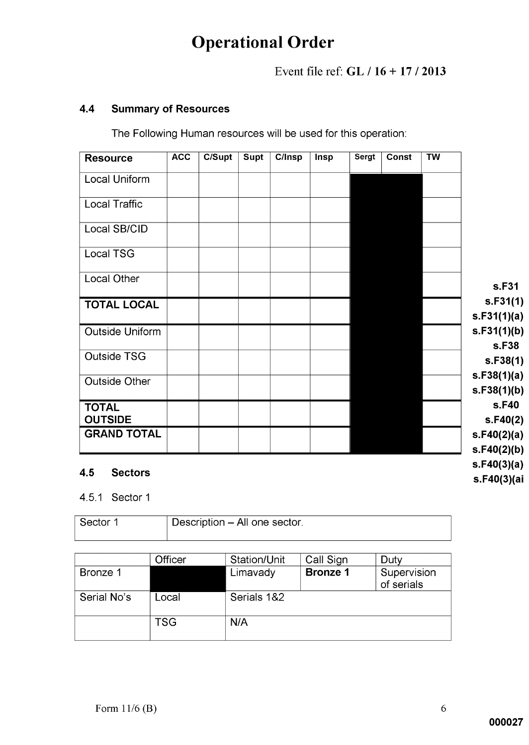# Operational Order

Event file ref: **GL / 16 + 17 / 2013**

### 4.4 Summary of Resources

The Following Human resources will be used for this operation:

| Resource | ACC | C/Supt | Supt | C/Insp | Insp | Sergt | Const | TW |
|---|---|---|---|---|---|---|---|---|
| Local Uniform | | | | | | | | |
| Local Traffic | | | | | | | | |
| Local SB/CID | | | | | | | | |
| Local TSG | | | | | | | | |
| Local Other | | | | | | | | |
| **TOTAL LOCAL** | | | | | | | | |
| Outside Uniform | | | | | | | | |
| Outside TSG | | | | | | | | |
| Outside Other | | | | | | | | |
| **TOTAL OUTSIDE** | | | | | | | | |
| **GRAND TOTAL** | | | | | | | | |

**s.F31**
**s.F31(1)**
**s.F31(1)(a)**
**s.F31(1)(b)**
**s.F38**
**s.F38(1)**
**s.F38(1)(a)**
**s.F38(1)(b)**
**s.F40**
**s.F40(2)**
**s.F40(2)(a)**
**s.F40(2)(b)**
**s.F40(3)(a)**
**s.F40(3)(ai**

### 4.5 Sectors

4.5.1 Sector 1

| Sector 1 | Description – All one sector. |
|---|---|

| | Officer | Station/Unit | Call Sign | Duty |
|---|---|---|---|---|
| Bronze 1 | | Limavady | **Bronze 1** | Supervision of serials |
| Serial No's | Local | Serials 1&2 | | |
| | TSG | N/A | | |

Form 11/6 (B)

**000027**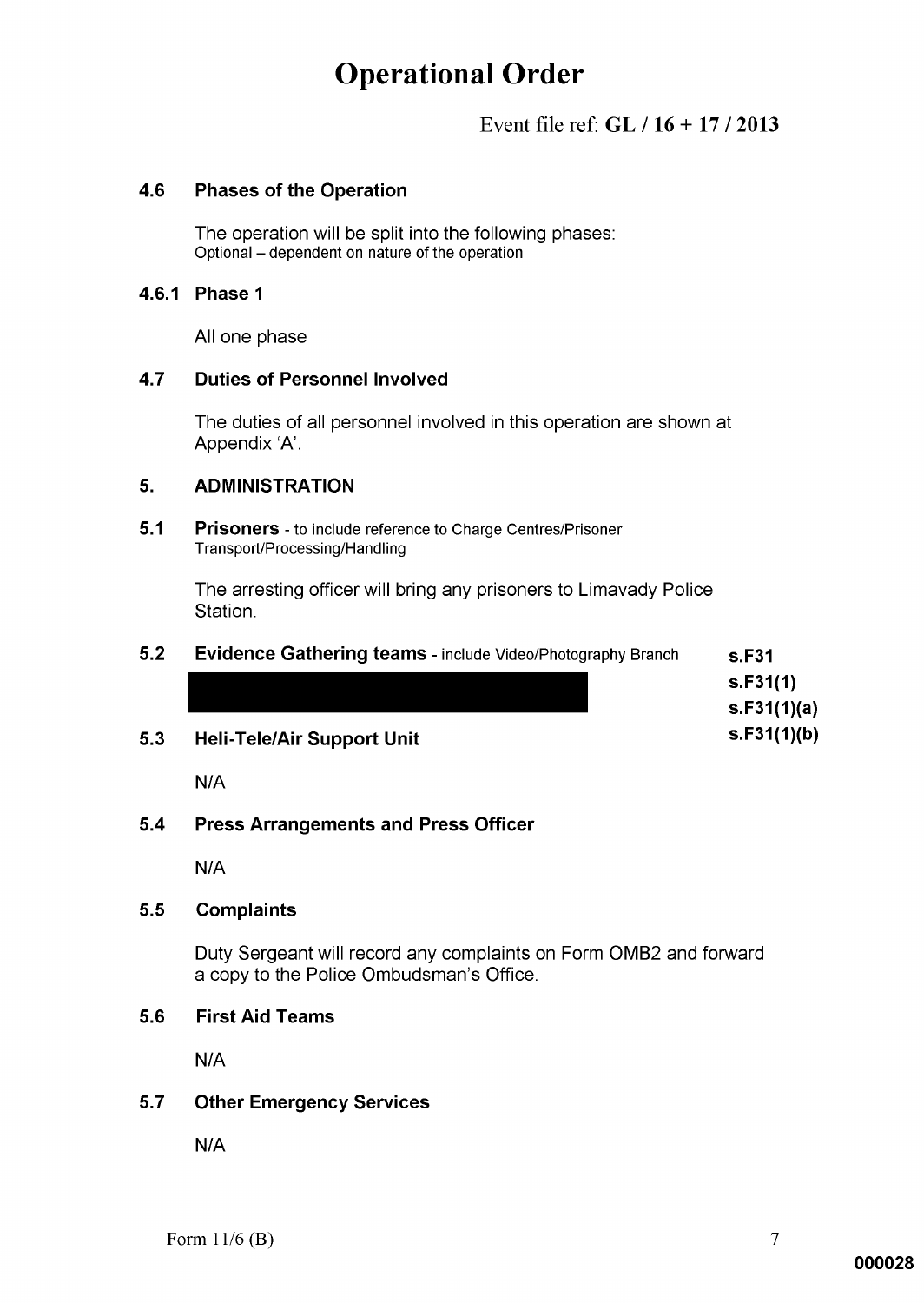# Operational Order

Event file ref: **GL / 16 + 17 / 2013**

## 4.6 Phases of the Operation

The operation will be split into the following phases:
Optional – dependent on nature of the operation

### 4.6.1 Phase 1

All one phase

## 4.7 Duties of Personnel Involved

The duties of all personnel involved in this operation are shown at Appendix 'A'.

## 5. ADMINISTRATION

### 5.1 Prisoners - to include reference to Charge Centres/Prisoner Transport/Processing/Handling

The arresting officer will bring any prisoners to Limavady Police Station.

### 5.2 Evidence Gathering teams - include Video/Photography Branch

**s.F31**
**s.F31(1)**
**s.F31(1)(a)**
**s.F31(1)(b)**

### 5.3 Heli-Tele/Air Support Unit

N/A

### 5.4 Press Arrangements and Press Officer

N/A

### 5.5 Complaints

Duty Sergeant will record any complaints on Form OMB2 and forward a copy to the Police Ombudsman's Office.

### 5.6 First Aid Teams

N/A

### 5.7 Other Emergency Services

N/A

Form 11/6 (B)

**000028**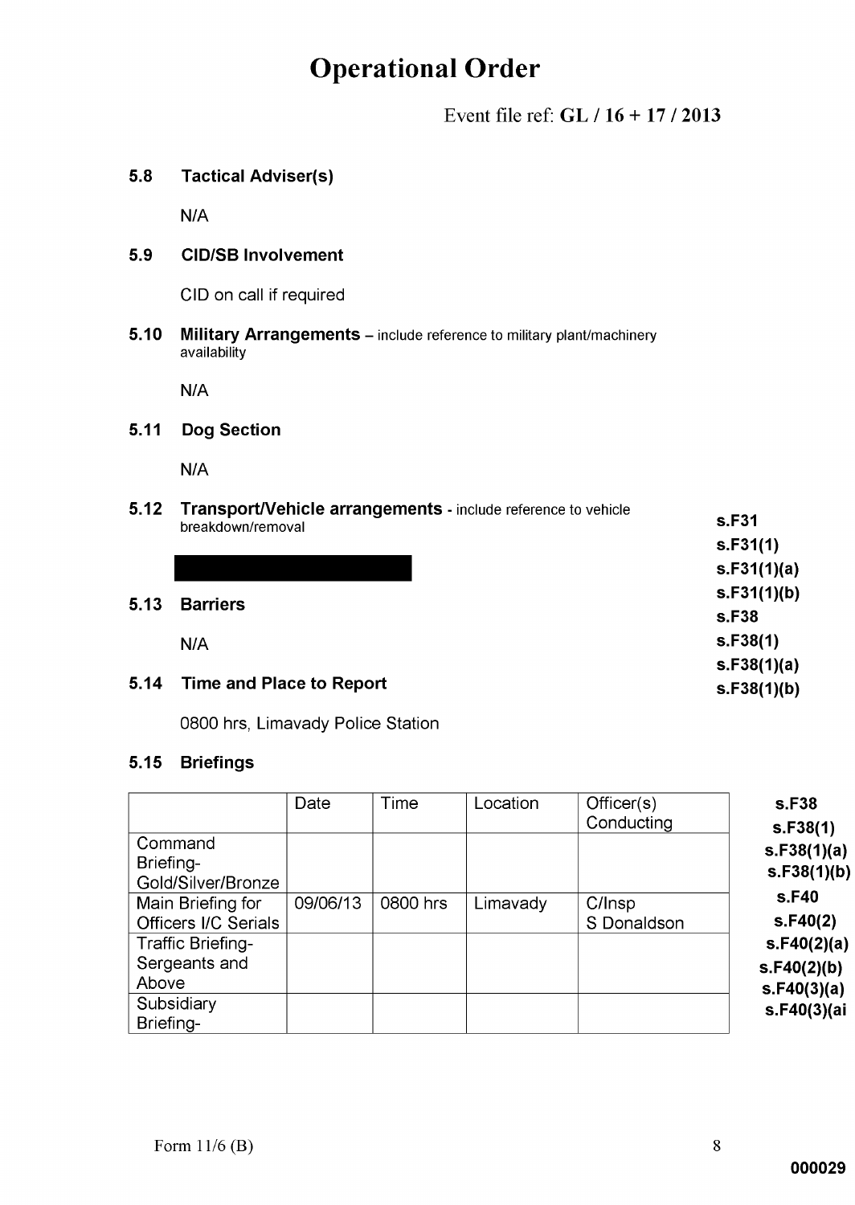# Operational Order

Event file ref: **GL / 16 + 17 / 2013**

### 5.8 Tactical Adviser(s)

N/A

### 5.9 CID/SB Involvement

CID on call if required

### 5.10 Military Arrangements – include reference to military plant/machinery availability

N/A

### 5.11 Dog Section

N/A

### 5.12 Transport/Vehicle arrangements - include reference to vehicle breakdown/removal

[REDACTED]

**s.F31**
**s.F31(1)**
**s.F31(1)(a)**
**s.F31(1)(b)**
**s.F38**
**s.F38(1)**
**s.F38(1)(a)**
**s.F38(1)(b)**

### 5.13 Barriers

N/A

### 5.14 Time and Place to Report

0800 hrs, Limavady Police Station

### 5.15 Briefings

| | Date | Time | Location | Officer(s) Conducting |
|---|---|---|---|---|
| Command Briefing-Gold/Silver/Bronze | | | | |
| Main Briefing for Officers I/C Serials | 09/06/13 | 0800 hrs | Limavady | C/Insp S Donaldson |
| Traffic Briefing-Sergeants and Above | | | | |
| Subsidiary Briefing- | | | | |

**s.F38**
**s.F38(1)**
**s.F38(1)(a)**
**s.F38(1)(b)**
**s.F40**
**s.F40(2)**
**s.F40(2)(a)**
**s.F40(2)(b)**
**s.F40(3)(a)**
**s.F40(3)(ai**

Form 11/6 (B)

**000029**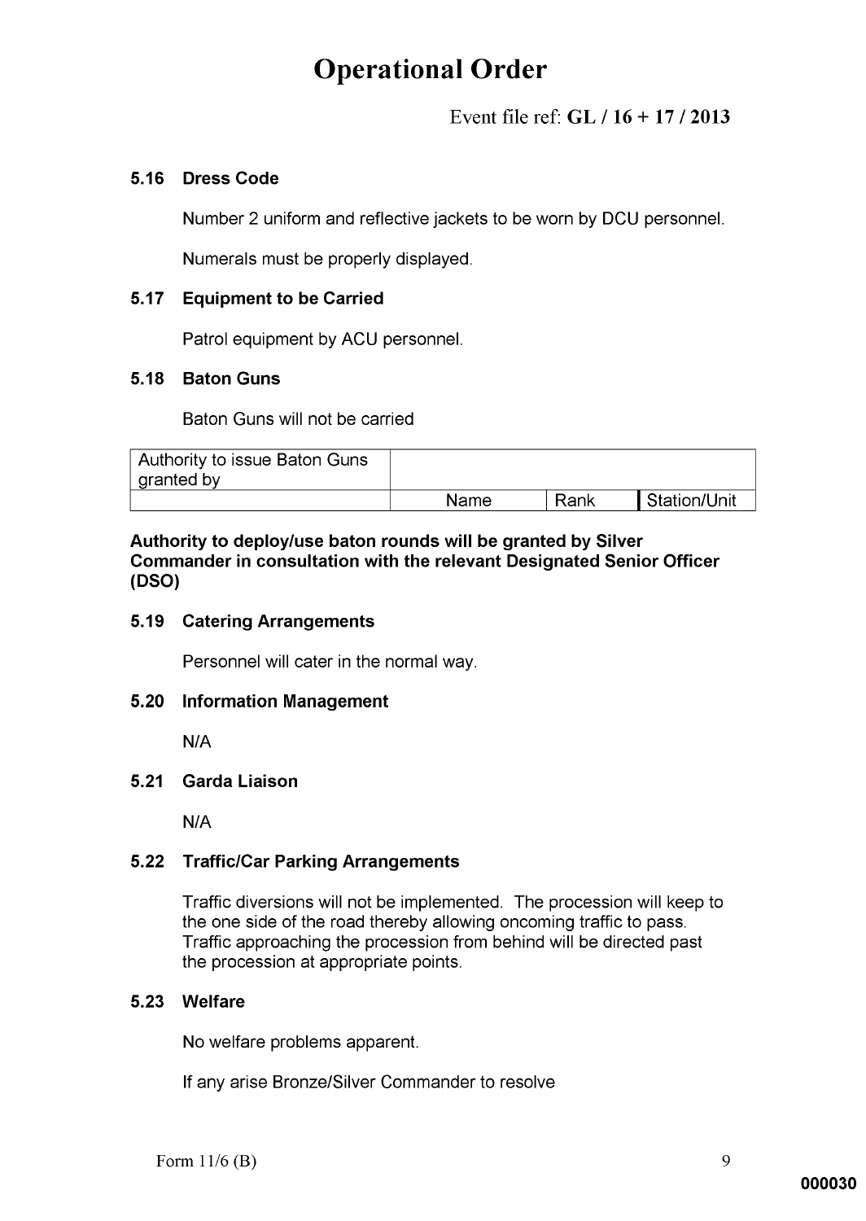# Operational Order

Event file ref: **GL / 16 + 17 / 2013**

### 5.16 Dress Code

Number 2 uniform and reflective jackets to be worn by DCU personnel.

Numerals must be properly displayed.

### 5.17 Equipment to be Carried

Patrol equipment by ACU personnel.

### 5.18 Baton Guns

Baton Guns will not be carried

| Authority to issue Baton Guns granted by | | | |
|---|---|---|---|
| | Name | Rank | Station/Unit |

**Authority to deploy/use baton rounds will be granted by Silver Commander in consultation with the relevant Designated Senior Officer (DSO)**

### 5.19 Catering Arrangements

Personnel will cater in the normal way.

### 5.20 Information Management

N/A

### 5.21 Garda Liaison

N/A

### 5.22 Traffic/Car Parking Arrangements

Traffic diversions will not be implemented. The procession will keep to the one side of the road thereby allowing oncoming traffic to pass. Traffic approaching the procession from behind will be directed past the procession at appropriate points.

### 5.23 Welfare

No welfare problems apparent.

If any arise Bronze/Silver Commander to resolve

Form 11/6 (B)

000030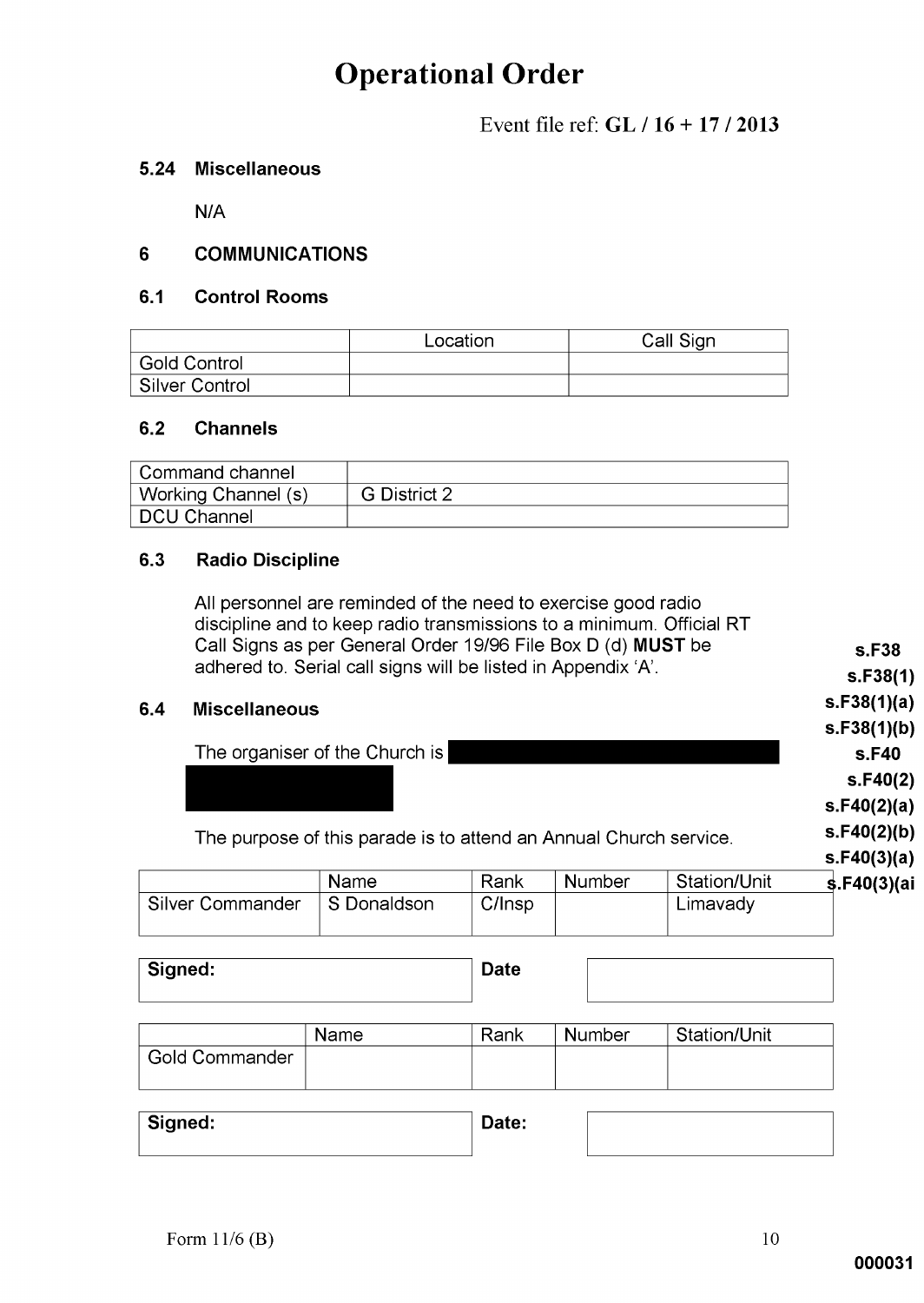# Operational Order

Event file ref: **GL / 16 + 17 / 2013**

### 5.24 Miscellaneous

N/A

## 6 COMMUNICATIONS

### 6.1 Control Rooms

| | Location | Call Sign |
|---|---|---|
| Gold Control | | |
| Silver Control | | |

### 6.2 Channels

| | |
|---|---|
| Command channel | |
| Working Channel (s) | G District 2 |
| DCU Channel | |

### 6.3 Radio Discipline

All personnel are reminded of the need to exercise good radio discipline and to keep radio transmissions to a minimum. Official RT Call Signs as per General Order 19/96 File Box D (d) **MUST** be adhered to. Serial call signs will be listed in Appendix 'A'.

### 6.4 Miscellaneous

The organiser of the Church is [REDACTED]

[REDACTED]

The purpose of this parade is to attend an Annual Church service.

s.F38
s.F38(1)
s.F38(1)(a)
s.F38(1)(b)
s.F40
s.F40(2)
s.F40(2)(a)
s.F40(2)(b)
s.F40(3)(a)
s.F40(3)(ai

| | Name | Rank | Number | Station/Unit |
|---|---|---|---|---|
| Silver Commander | S Donaldson | C/Insp | | Limavady |

| | | | |
|---|---|---|---|
| **Signed:** | | **Date** | |

| | Name | Rank | Number | Station/Unit |
|---|---|---|---|---|
| Gold Commander | | | | |

| | | | |
|---|---|---|---|
| **Signed:** | | **Date:** | |

Form 11/6 (B)

**000031**